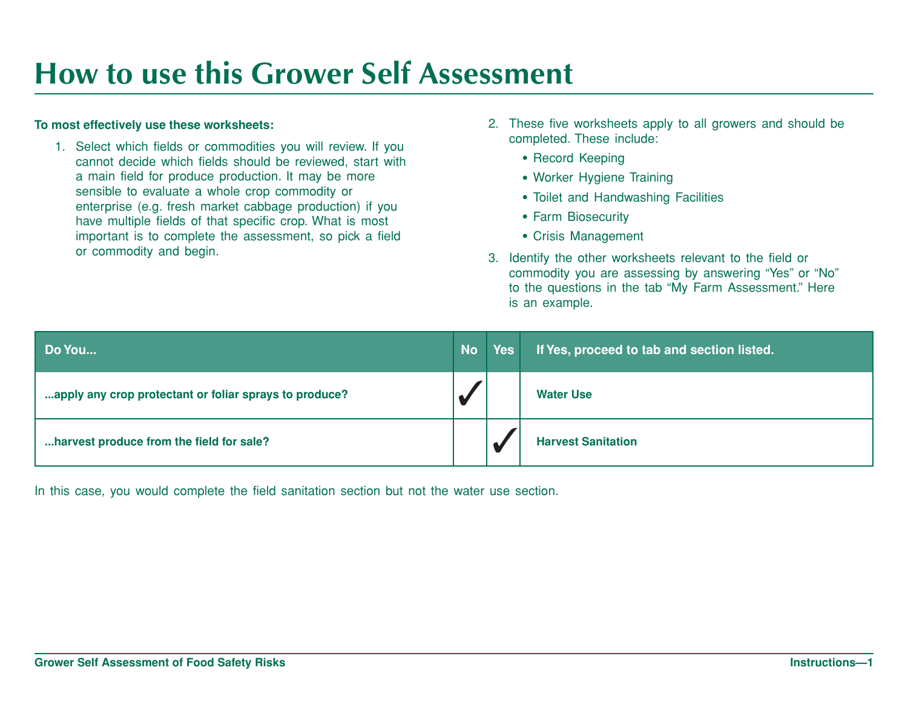# How to use this Grower Self Assessment

**To most effectively use these worksheets:**

1. Select which fields or commodities you will review. If you cannot decide which fields should be reviewed, start with a main field for produce production. It may be more sensible to evaluate a whole crop commodity or enterprise (e.g. fresh market cabbage production) if you have multiple fields of that specific crop. What is most important is to complete the assessment, so pick a field or commodity and begin.

2. These five worksheets apply to all growers and should be completed. These include:
   - Record Keeping
   - Worker Hygiene Training
   - Toilet and Handwashing Facilities
   - Farm Biosecurity
   - Crisis Management

3. Identify the other worksheets relevant to the field or commodity you are assessing by answering "Yes" or "No" to the questions in the tab "My Farm Assessment." Here is an example.

| Do You... | No | Yes | If Yes, proceed to tab and section listed. |
|---|---|---|---|
| ...apply any crop protectant or foliar sprays to produce? | ✓ | | Water Use |
| ...harvest produce from the field for sale? | | ✓ | Harvest Sanitation |

In this case, you would complete the field sanitation section but not the water use section.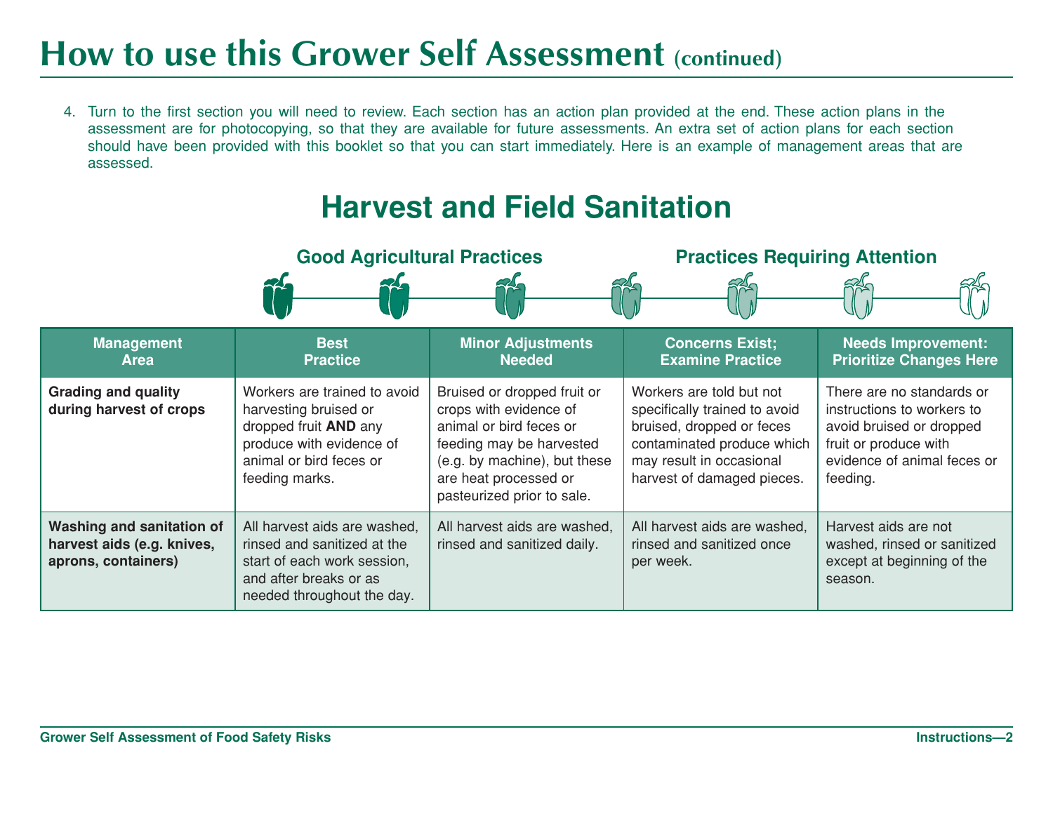# How to use this Grower Self Assessment (continued)

4. Turn to the first section you will need to review. Each section has an action plan provided at the end. These action plans in the assessment are for photocopying, so that they are available for future assessments. An extra set of action plans for each section should have been provided with this booklet so that you can start immediately. Here is an example of management areas that are assessed.

## Harvest and Field Sanitation

**Good Agricultural Practices** — **Practices Requiring Attention**

| Management Area | Best Practice | Minor Adjustments Needed | Concerns Exist; Examine Practice | Needs Improvement: Prioritize Changes Here |
|---|---|---|---|---|
| **Grading and quality during harvest of crops** | Workers are trained to avoid harvesting bruised or dropped fruit **AND** any produce with evidence of animal or bird feces or feeding marks. | Bruised or dropped fruit or crops with evidence of animal or bird feces or feeding may be harvested (e.g. by machine), but these are heat processed or pasteurized prior to sale. | Workers are told but not specifically trained to avoid bruised, dropped or feces contaminated produce which may result in occasional harvest of damaged pieces. | There are no standards or instructions to workers to avoid bruised or dropped fruit or produce with evidence of animal feces or feeding. |
| **Washing and sanitation of harvest aids (e.g. knives, aprons, containers)** | All harvest aids are washed, rinsed and sanitized at the start of each work session, and after breaks or as needed throughout the day. | All harvest aids are washed, rinsed and sanitized daily. | All harvest aids are washed, rinsed and sanitized once per week. | Harvest aids are not washed, rinsed or sanitized except at beginning of the season. |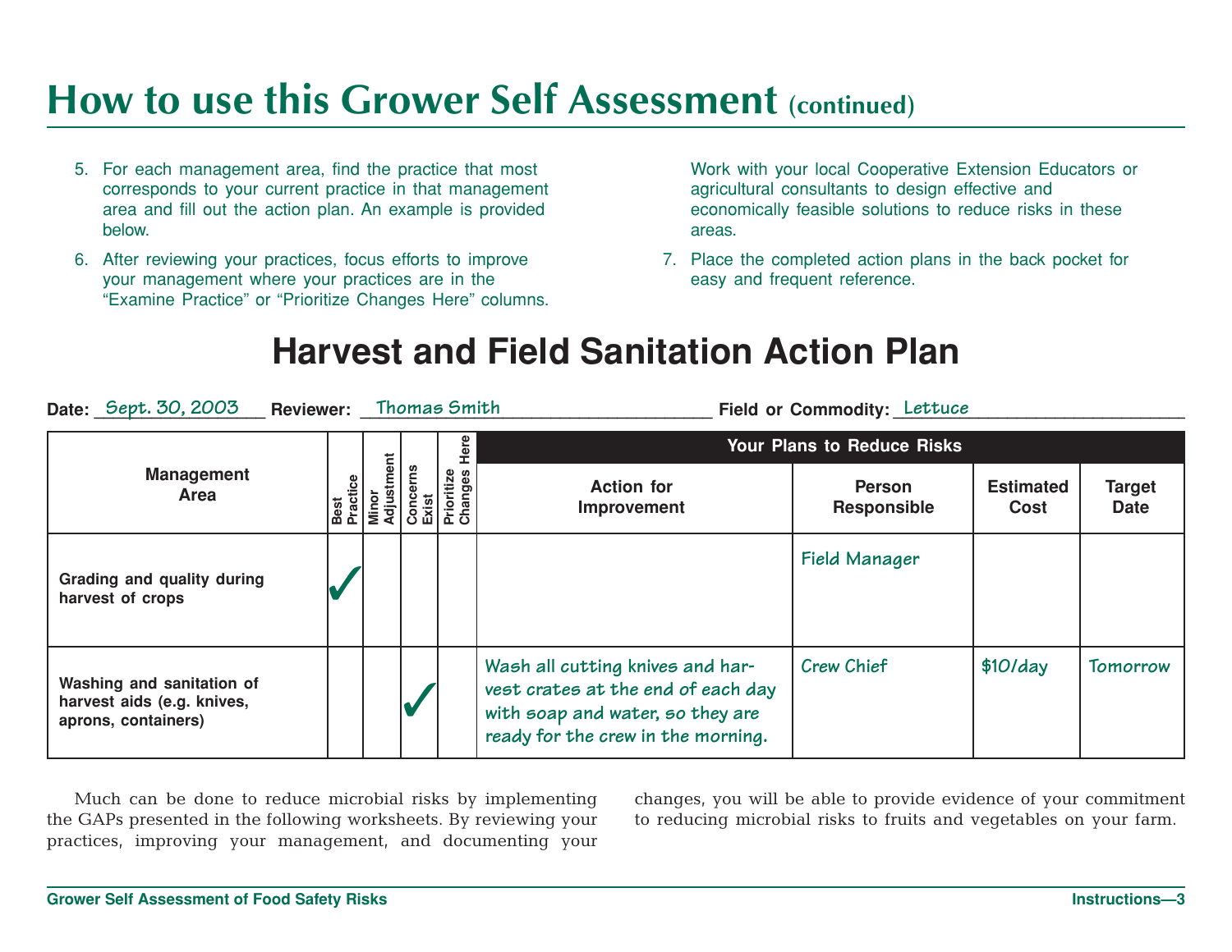# How to use this Grower Self Assessment (continued)

5. For each management area, find the practice that most corresponds to your current practice in that management area and fill out the action plan. An example is provided below.
6. After reviewing your practices, focus efforts to improve your management where your practices are in the "Examine Practice" or "Prioritize Changes Here" columns. Work with your local Cooperative Extension Educators or agricultural consultants to design effective and economically feasible solutions to reduce risks in these areas.
7. Place the completed action plans in the back pocket for easy and frequent reference.

## Harvest and Field Sanitation Action Plan

**Date:** Sept. 30, 2003 **Reviewer:** Thomas Smith **Field or Commodity:** Lettuce

| Management Area | Best Practice | Minor Adjustment | Concerns Exist | Prioritize Changes Here | Your Plans to Reduce Risks | | | |
|---|---|---|---|---|---|---|---|---|
| | | | | | Action for Improvement | Person Responsible | Estimated Cost | Target Date |
| Grading and quality during harvest of crops | ✓ | | | | | Field Manager | | |
| Washing and sanitation of harvest aids (e.g. knives, aprons, containers) | | | ✓ | | Wash all cutting knives and harvest crates at the end of each day with soap and water, so they are ready for the crew in the morning. | Crew Chief | $10/day | Tomorrow |

Much can be done to reduce microbial risks by implementing the GAPs presented in the following worksheets. By reviewing your practices, improving your management, and documenting your changes, you will be able to provide evidence of your commitment to reducing microbial risks to fruits and vegetables on your farm.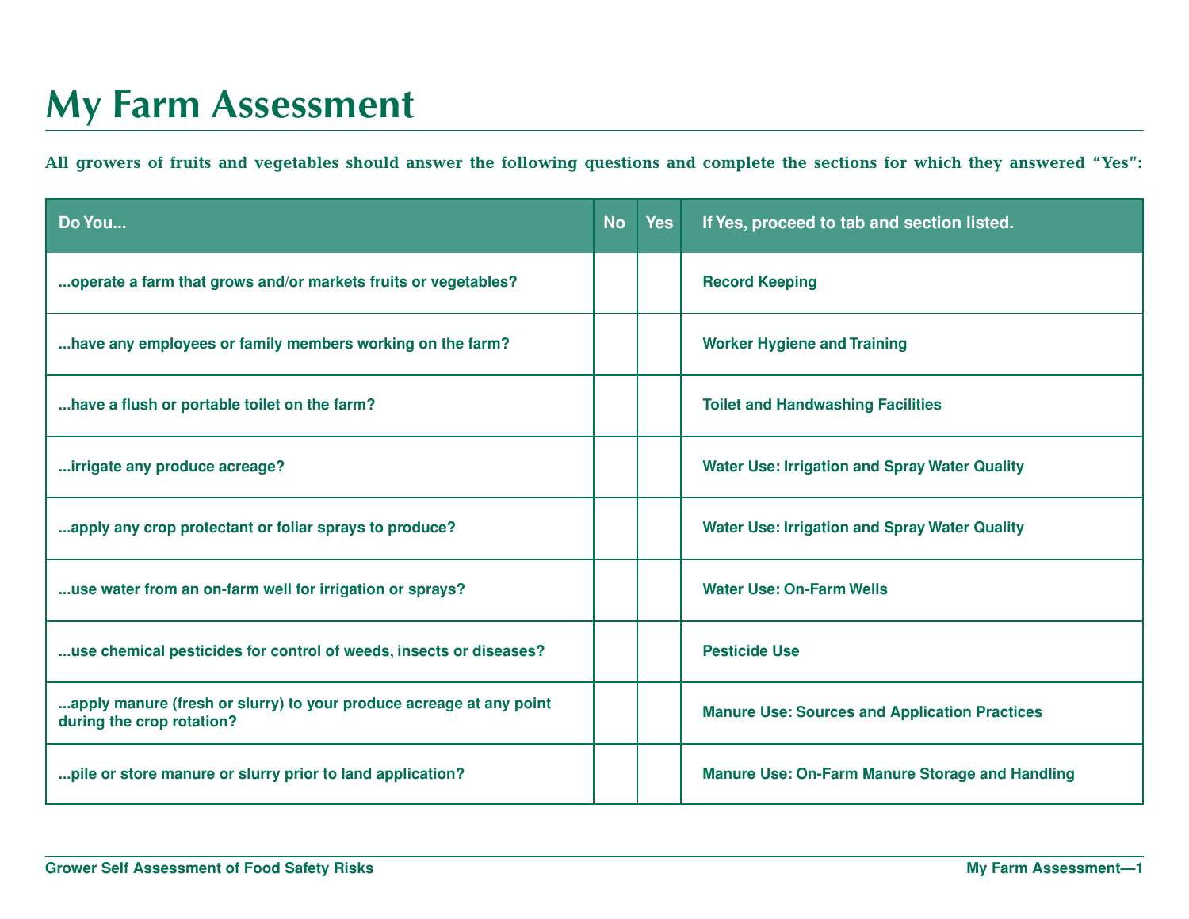# My Farm Assessment

**All growers of fruits and vegetables should answer the following questions and complete the sections for which they answered "Yes":**

| Do You... | No | Yes | If Yes, proceed to tab and section listed. |
| --- | --- | --- | --- |
| ...operate a farm that grows and/or markets fruits or vegetables? | | | Record Keeping |
| ...have any employees or family members working on the farm? | | | Worker Hygiene and Training |
| ...have a flush or portable toilet on the farm? | | | Toilet and Handwashing Facilities |
| ...irrigate any produce acreage? | | | Water Use: Irrigation and Spray Water Quality |
| ...apply any crop protectant or foliar sprays to produce? | | | Water Use: Irrigation and Spray Water Quality |
| ...use water from an on-farm well for irrigation or sprays? | | | Water Use: On-Farm Wells |
| ...use chemical pesticides for control of weeds, insects or diseases? | | | Pesticide Use |
| ...apply manure (fresh or slurry) to your produce acreage at any point during the crop rotation? | | | Manure Use: Sources and Application Practices |
| ...pile or store manure or slurry prior to land application? | | | Manure Use: On-Farm Manure Storage and Handling |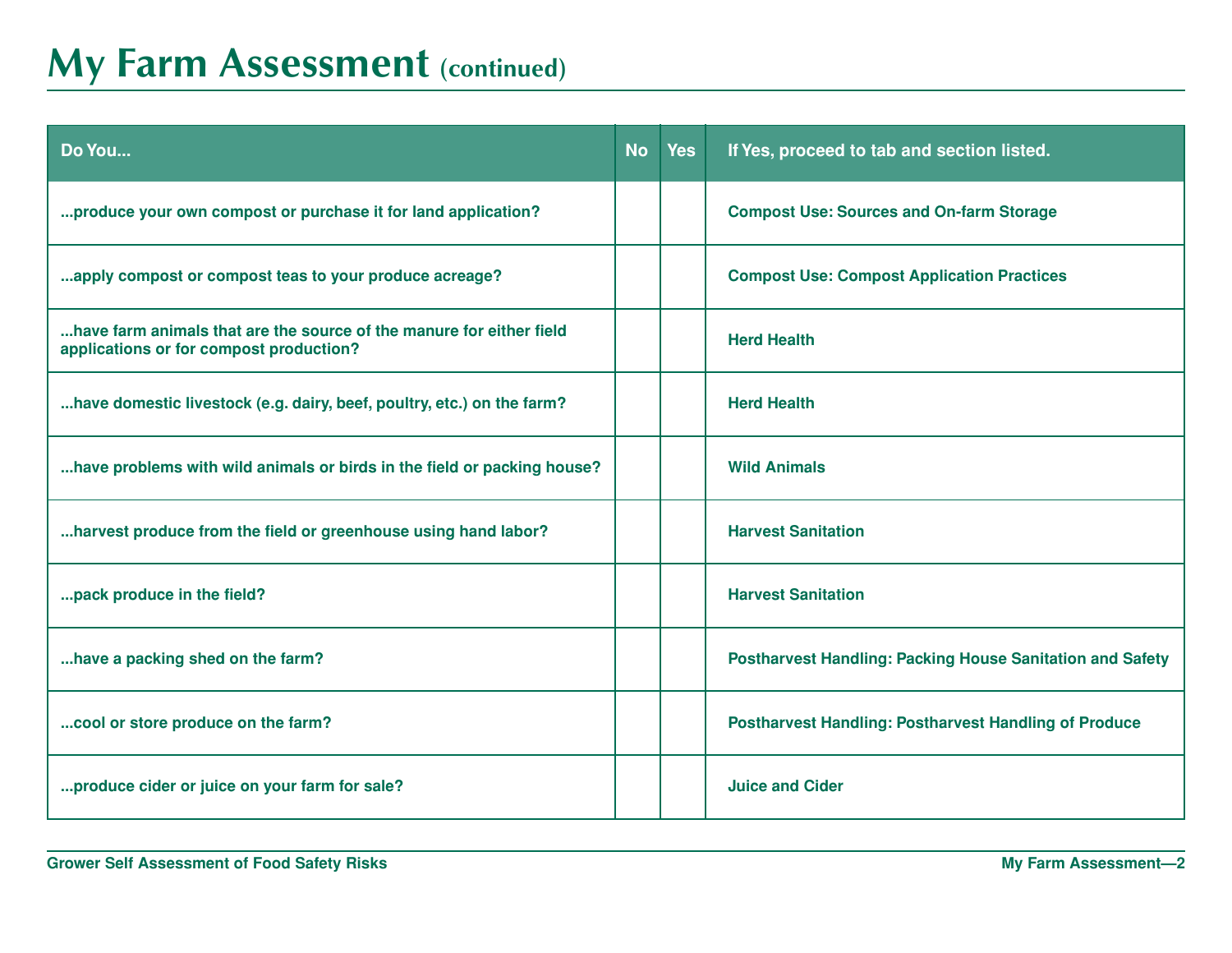# My Farm Assessment (continued)

| Do You... | No | Yes | If Yes, proceed to tab and section listed. |
|---|---|---|---|
| ...produce your own compost or purchase it for land application? | | | Compost Use: Sources and On-farm Storage |
| ...apply compost or compost teas to your produce acreage? | | | Compost Use: Compost Application Practices |
| ...have farm animals that are the source of the manure for either field applications or for compost production? | | | Herd Health |
| ...have domestic livestock (e.g. dairy, beef, poultry, etc.) on the farm? | | | Herd Health |
| ...have problems with wild animals or birds in the field or packing house? | | | Wild Animals |
| ...harvest produce from the field or greenhouse using hand labor? | | | Harvest Sanitation |
| ...pack produce in the field? | | | Harvest Sanitation |
| ...have a packing shed on the farm? | | | Postharvest Handling: Packing House Sanitation and Safety |
| ...cool or store produce on the farm? | | | Postharvest Handling: Postharvest Handling of Produce |
| ...produce cider or juice on your farm for sale? | | | Juice and Cider |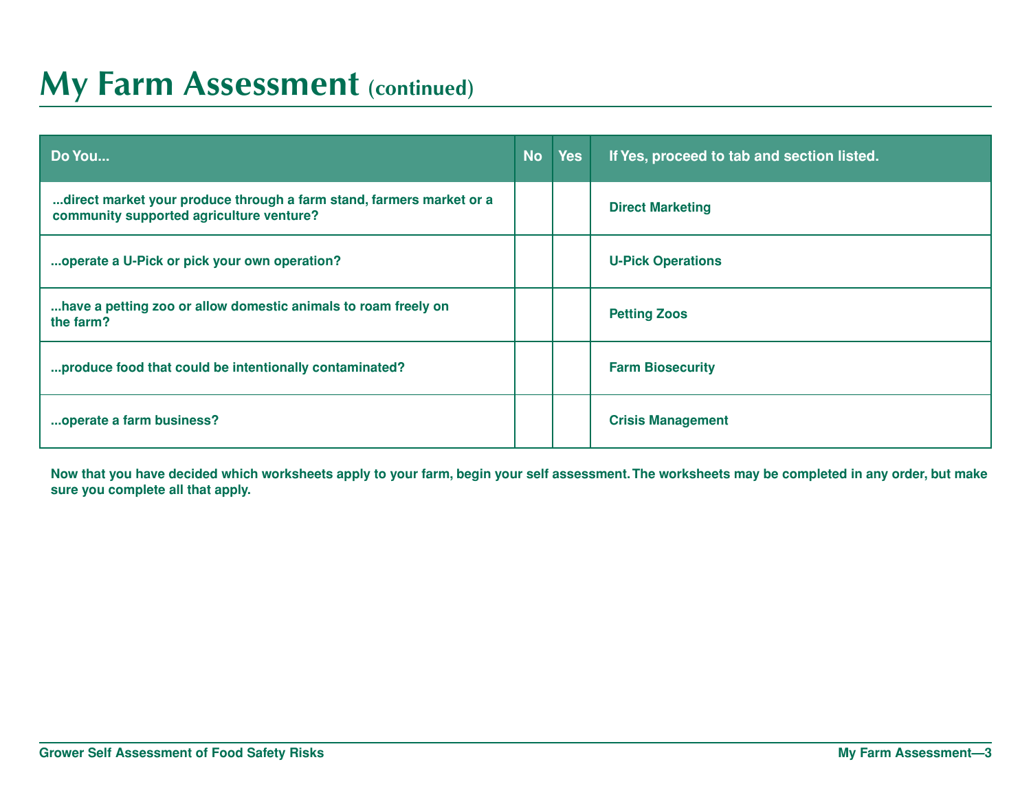# My Farm Assessment (continued)

| Do You... | No | Yes | If Yes, proceed to tab and section listed. |
|---|---|---|---|
| ...direct market your produce through a farm stand, farmers market or a community supported agriculture venture? | | | Direct Marketing |
| ...operate a U-Pick or pick your own operation? | | | U-Pick Operations |
| ...have a petting zoo or allow domestic animals to roam freely on the farm? | | | Petting Zoos |
| ...produce food that could be intentionally contaminated? | | | Farm Biosecurity |
| ...operate a farm business? | | | Crisis Management |

**Now that you have decided which worksheets apply to your farm, begin your self assessment. The worksheets may be completed in any order, but make sure you complete all that apply.**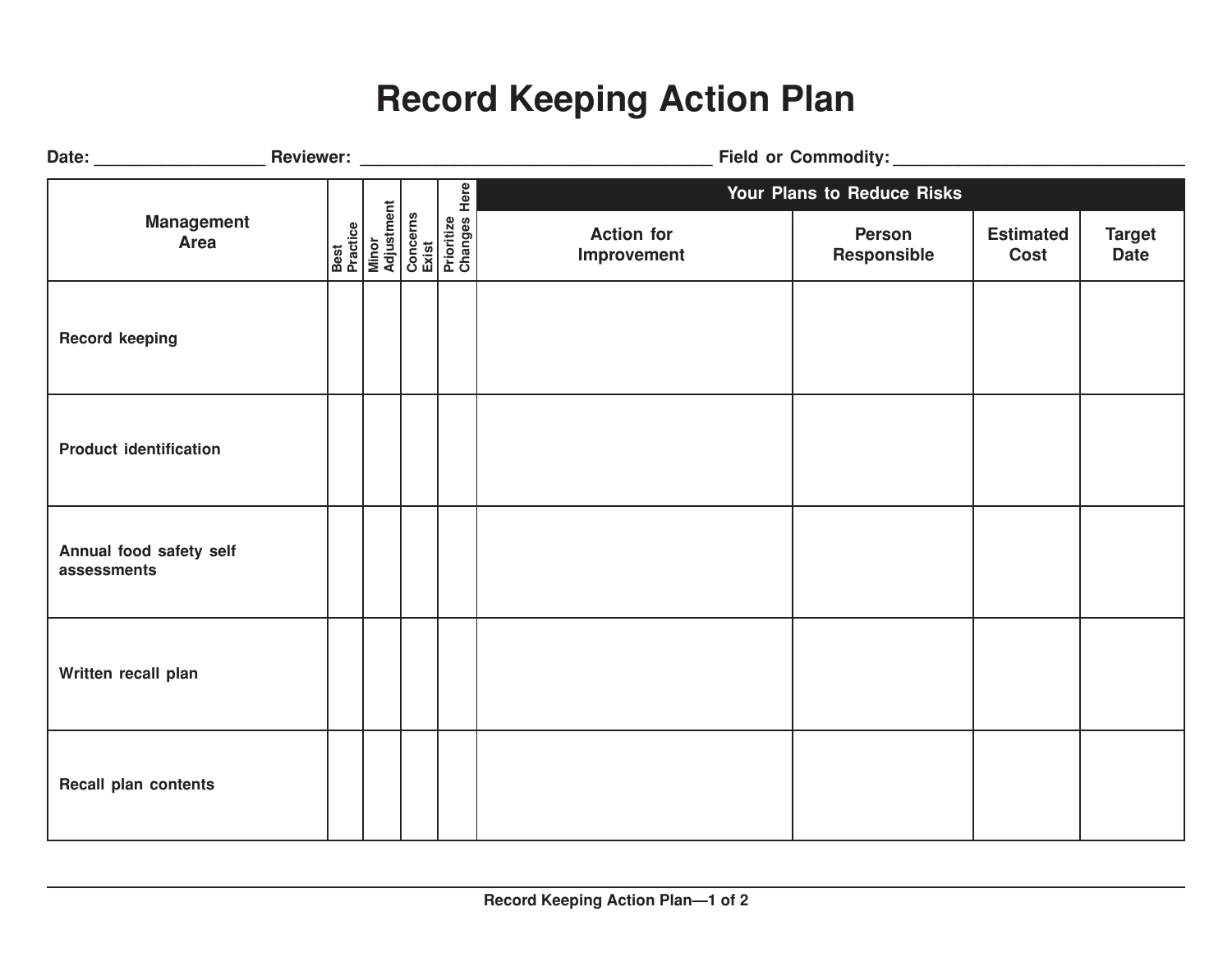# Record Keeping Action Plan

Date: ___________________ Reviewer: _______________________________________ Field or Commodity: ________________________________

| Management Area | Best Practice | Minor Adjustment | Concerns Exist | Prioritize Changes Here | Your Plans to Reduce Risks | | | |
|---|---|---|---|---|---|---|---|---|
| | | | | | Action for Improvement | Person Responsible | Estimated Cost | Target Date |
| Record keeping | | | | | | | | |
| Product identification | | | | | | | | |
| Annual food safety self assessments | | | | | | | | |
| Written recall plan | | | | | | | | |
| Recall plan contents | | | | | | | | |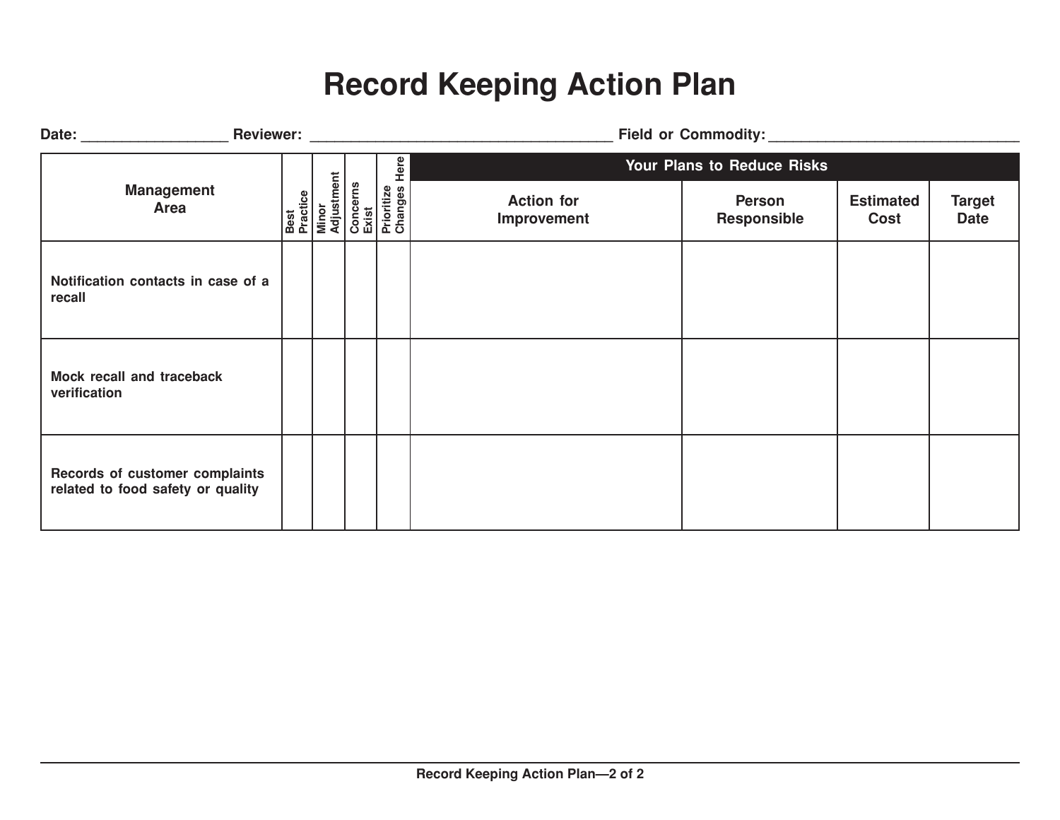# Record Keeping Action Plan

Date: __________________ Reviewer: ______________________________________ Field or Commodity: ________________________________

| Management Area | Best Practice | Minor Adjustment | Concerns Exist | Prioritize Changes Here | Your Plans to Reduce Risks | | | |
|---|---|---|---|---|---|---|---|---|
| | | | | | Action for Improvement | Person Responsible | Estimated Cost | Target Date |
| Notification contacts in case of a recall | | | | | | | | |
| Mock recall and traceback verification | | | | | | | | |
| Records of customer complaints related to food safety or quality | | | | | | | | |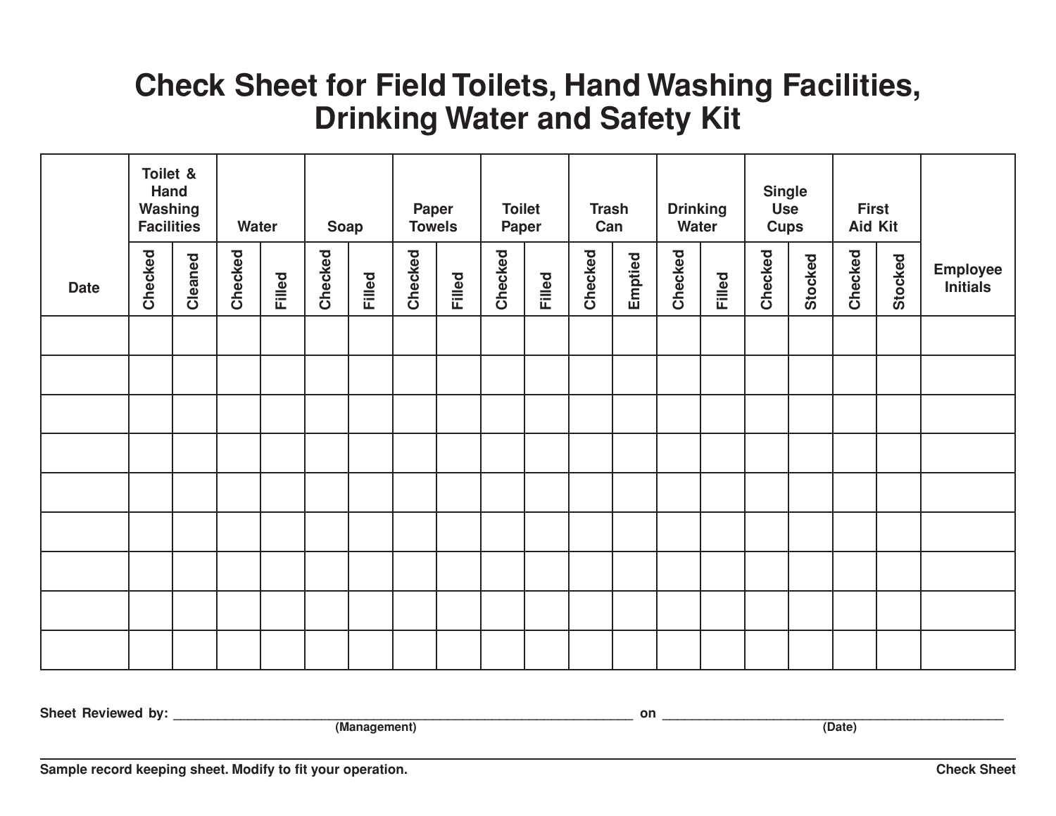// Check Sheet for Field Toilets, Hand Washing Facilities, Drinking Water and Safety Kit

| Date | Toilet & Hand Washing Facilities | | Water | | Soap | | Paper Towels | | Toilet Paper | | Trash Can | | Drinking Water | | Single Use Cups | | First Aid Kit | | Employee Initials |
|---|---|---|---|---|---|---|---|---|---|---|---|---|---|---|---|---|---|---|---|
| | Checked | Cleaned | Checked | Filled | Checked | Filled | Checked | Filled | Checked | Filled | Checked | Emptied | Checked | Filled | Checked | Stocked | Checked | Stocked | |
| | | | | | | | | | | | | | | | | | | | |
| | | | | | | | | | | | | | | | | | | | |
| | | | | | | | | | | | | | | | | | | | |
| | | | | | | | | | | | | | | | | | | | |
| | | | | | | | | | | | | | | | | | | | |
| | | | | | | | | | | | | | | | | | | | |
| | | | | | | | | | | | | | | | | | | | |
| | | | | | | | | | | | | | | | | | | | |
| | | | | | | | | | | | | | | | | | | | |

**Sheet Reviewed by:** ______________________________ **on** ______________________________
(Management) (Date)

**Sample record keeping sheet. Modify to fit your operation.**

**Check Sheet**

# Check Sheet for Field Toilets, Hand Washing Facilities, Drinking Water and Safety Kit

| Date | Toilet & Hand Washing Facilities | | Water | | Soap | | Paper Towels | | Toilet Paper | | Trash Can | | Drinking Water | | Single Use Cups | | First Aid Kit | | Employee Initials |
|---|---|---|---|---|---|---|---|---|---|---|---|---|---|---|---|---|---|---|---|
| | Checked | Cleaned | Checked | Filled | Checked | Filled | Checked | Filled | Checked | Filled | Checked | Emptied | Checked | Filled | Checked | Stocked | Checked | Stocked | |
| | | | | | | | | | | | | | | | | | | | |
| | | | | | | | | | | | | | | | | | | | |
| | | | | | | | | | | | | | | | | | | | |
| | | | | | | | | | | | | | | | | | | | |
| | | | | | | | | | | | | | | | | | | | |
| | | | | | | | | | | | | | | | | | | | |
| | | | | | | | | | | | | | | | | | | | |
| | | | | | | | | | | | | | | | | | | | |
| | | | | | | | | | | | | | | | | | | | |

**Sheet Reviewed by:** ______________________________ **on** ______________________________
(Management) (Date)

**Sample record keeping sheet. Modify to fit your operation.**

**Check Sheet**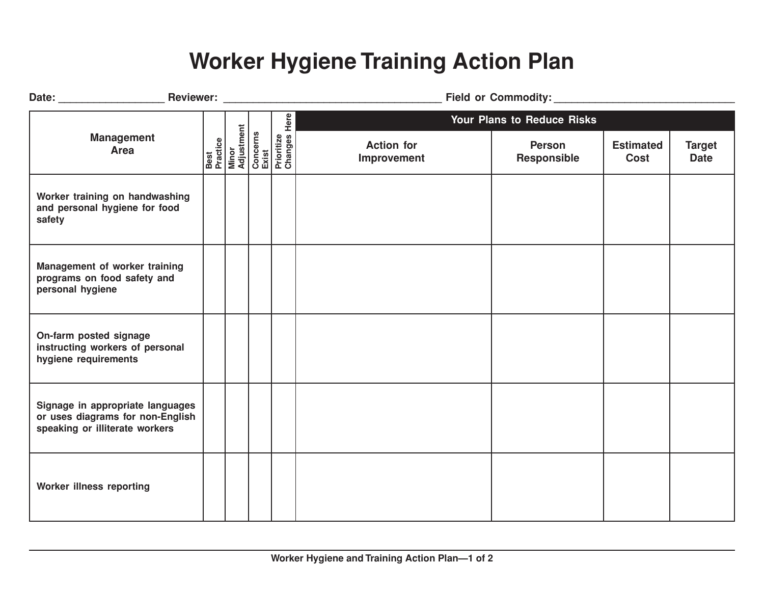# Worker Hygiene Training Action Plan

Date: __________________ Reviewer: ______________________________________ Field or Commodity: _______________________________

| Management Area | Best Practice | Minor Adjustment | Concerns Exist | Prioritize Changes Here | Your Plans to Reduce Risks | | | |
|---|---|---|---|---|---|---|---|---|
| | | | | | Action for Improvement | Person Responsible | Estimated Cost | Target Date |
| Worker training on handwashing and personal hygiene for food safety | | | | | | | | |
| Management of worker training programs on food safety and personal hygiene | | | | | | | | |
| On-farm posted signage instructing workers of personal hygiene requirements | | | | | | | | |
| Signage in appropriate languages or uses diagrams for non-English speaking or illiterate workers | | | | | | | | |
| Worker illness reporting | | | | | | | | |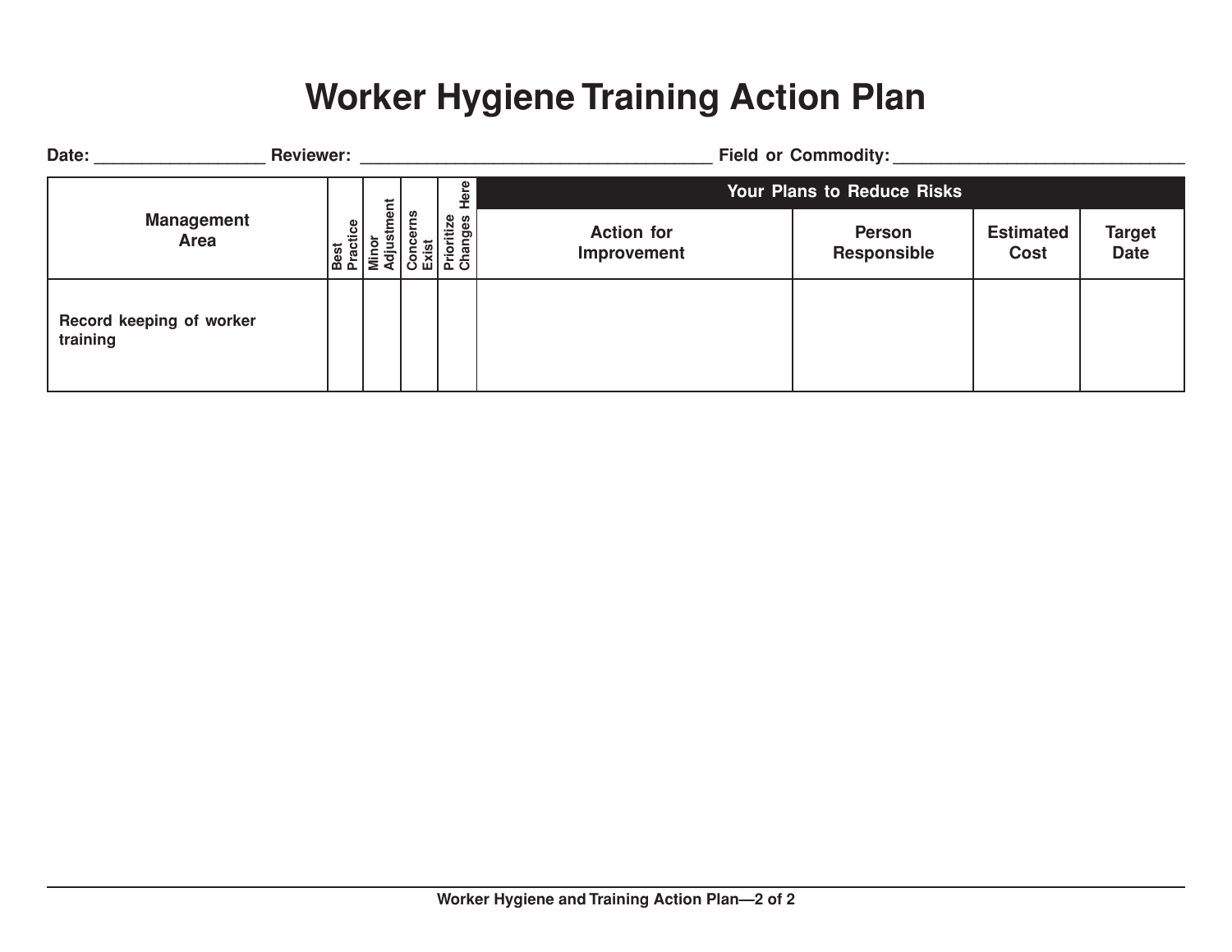# Worker Hygiene Training Action Plan

**Date:** __________________ **Reviewer:** ______________________________________ **Field or Commodity:** ________________________________

| Management Area | Best Practice | Minor Adjustment | Concerns Exist | Prioritize Changes Here | Your Plans to Reduce Risks | | | |
|---|---|---|---|---|---|---|---|---|
| | | | | | Action for Improvement | Person Responsible | Estimated Cost | Target Date |
| Record keeping of worker training | | | | | | | | |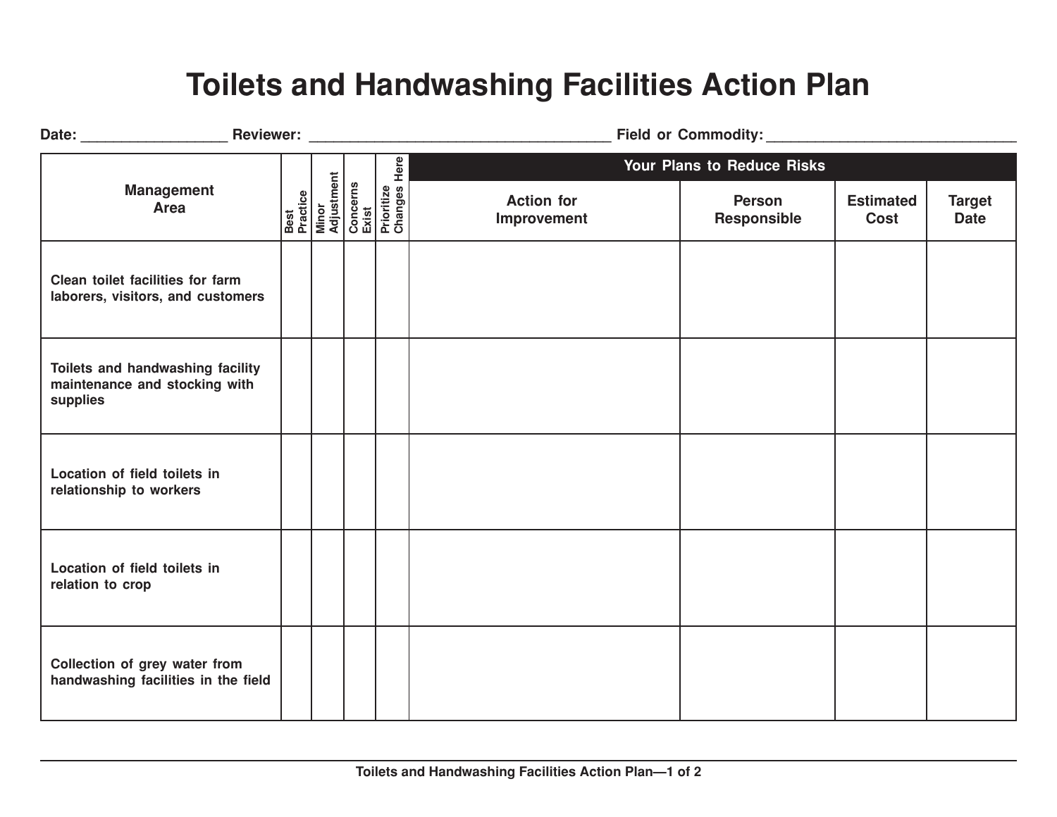# Toilets and Handwashing Facilities Action Plan

Date: __________________ Reviewer: ______________________________________ Field or Commodity: ________________________________

| Management Area | Best Practice | Minor Adjustment | Concerns Exist | Prioritize Changes Here | Your Plans to Reduce Risks | | | |
|---|---|---|---|---|---|---|---|---|
| | | | | | Action for Improvement | Person Responsible | Estimated Cost | Target Date |
| Clean toilet facilities for farm laborers, visitors, and customers | | | | | | | | |
| Toilets and handwashing facility maintenance and stocking with supplies | | | | | | | | |
| Location of field toilets in relationship to workers | | | | | | | | |
| Location of field toilets in relation to crop | | | | | | | | |
| Collection of grey water from handwashing facilities in the field | | | | | | | | |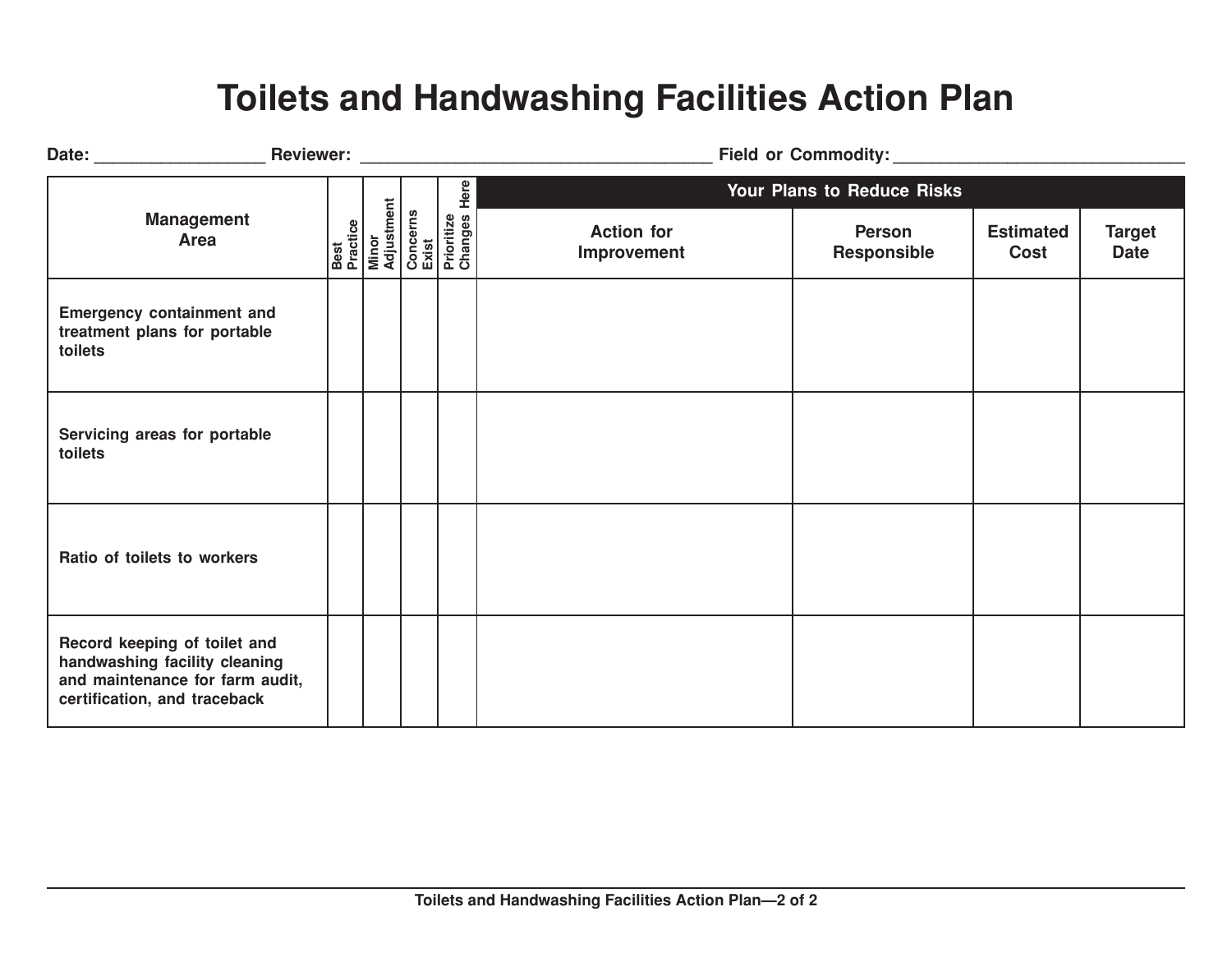# Toilets and Handwashing Facilities Action Plan

**Date:** __________________ **Reviewer:** _____________________________________ **Field or Commodity:** _______________________________

| Management Area | Best Practice | Minor Adjustment | Concerns Exist | Prioritize Changes Here | Your Plans to Reduce Risks | | | |
|---|---|---|---|---|---|---|---|---|
| | | | | | Action for Improvement | Person Responsible | Estimated Cost | Target Date |
| Emergency containment and treatment plans for portable toilets | | | | | | | | |
| Servicing areas for portable toilets | | | | | | | | |
| Ratio of toilets to workers | | | | | | | | |
| Record keeping of toilet and handwashing facility cleaning and maintenance for farm audit, certification, and traceback | | | | | | | | |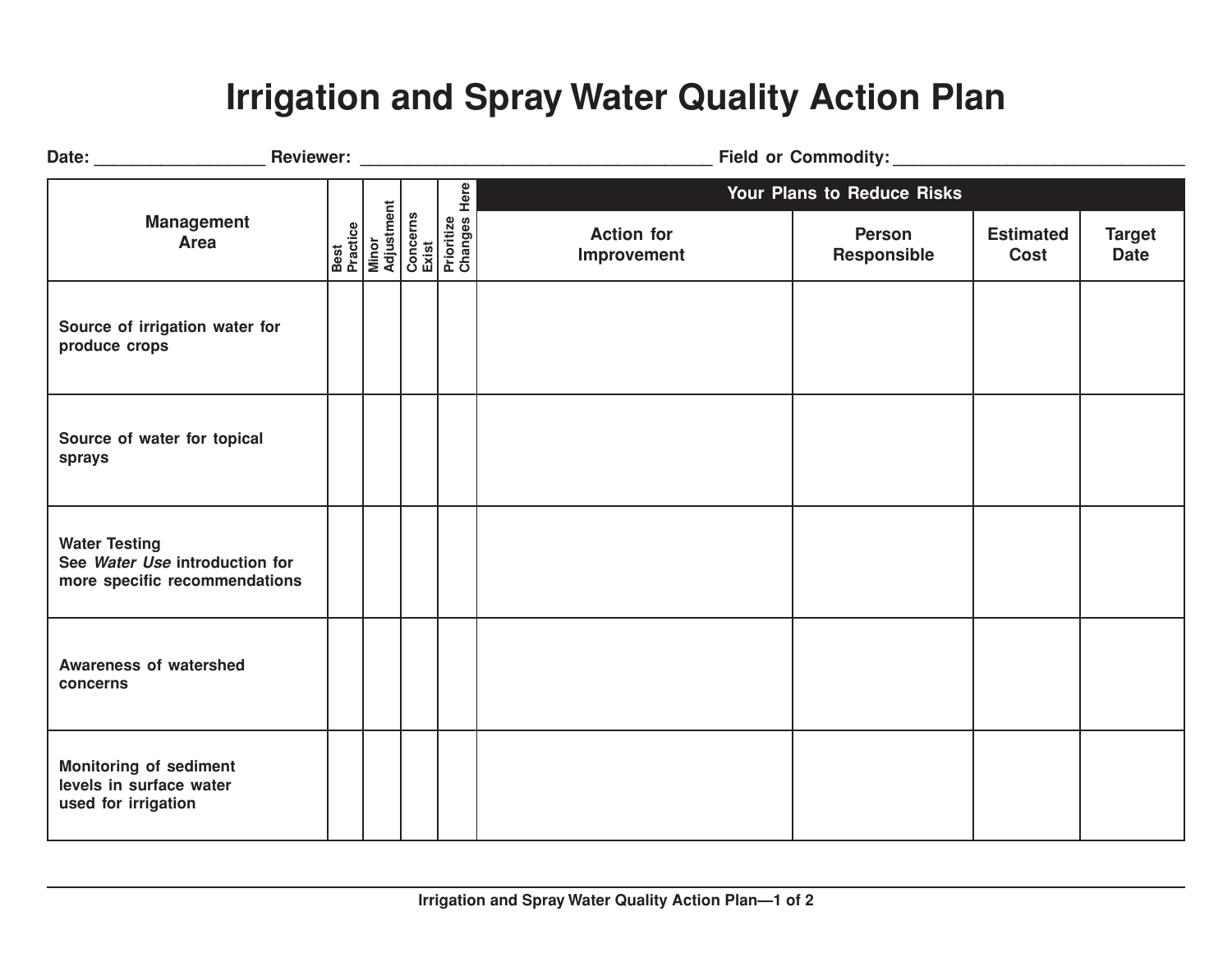# Irrigation and Spray Water Quality Action Plan

Date: __________________ Reviewer: ______________________________________ Field or Commodity: _______________________________

| Management Area | Best Practice | Minor Adjustment | Concerns Exist | Prioritize Changes Here | Your Plans to Reduce Risks | | | |
|---|---|---|---|---|---|---|---|---|
| | | | | | Action for Improvement | Person Responsible | Estimated Cost | Target Date |
| Source of irrigation water for produce crops | | | | | | | | |
| Source of water for topical sprays | | | | | | | | |
| Water Testing<br>See *Water Use* introduction for more specific recommendations | | | | | | | | |
| Awareness of watershed concerns | | | | | | | | |
| Monitoring of sediment levels in surface water used for irrigation | | | | | | | | |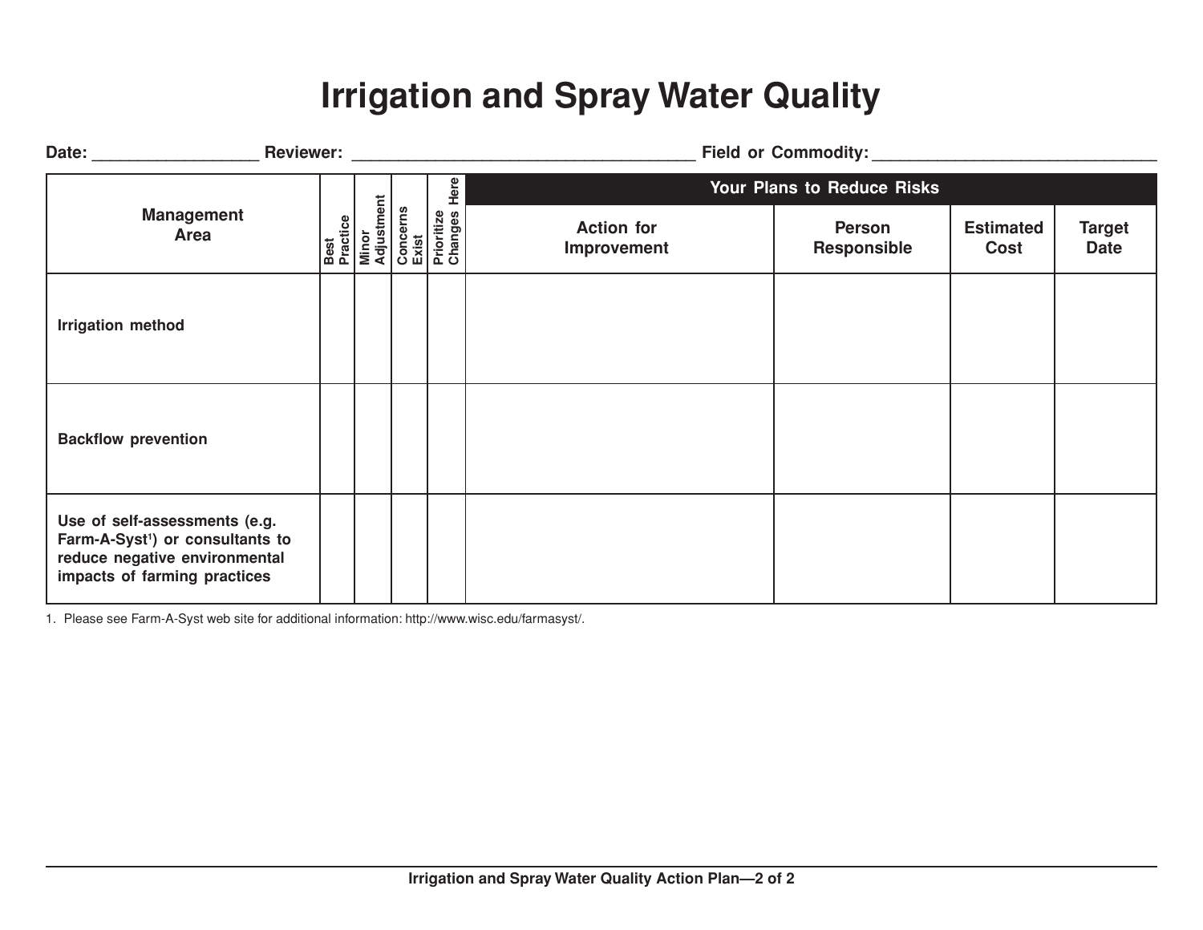# Irrigation and Spray Water Quality

**Date:** __________________ **Reviewer:** _____________________________________ **Field or Commodity:** _______________________________

| Management Area | Best Practice | Minor Adjustment | Concerns Exist | Prioritize Changes Here | Your Plans to Reduce Risks | | | |
|---|---|---|---|---|---|---|---|---|
| | | | | | **Action for Improvement** | **Person Responsible** | **Estimated Cost** | **Target Date** |
| **Irrigation method** | | | | | | | | |
| **Backflow prevention** | | | | | | | | |
| **Use of self-assessments (e.g. Farm-A-Syst[1]) or consultants to reduce negative environmental impacts of farming practices** | | | | | | | | |

1. Please see Farm-A-Syst web site for additional information: http://www.wisc.edu/farmasyst/.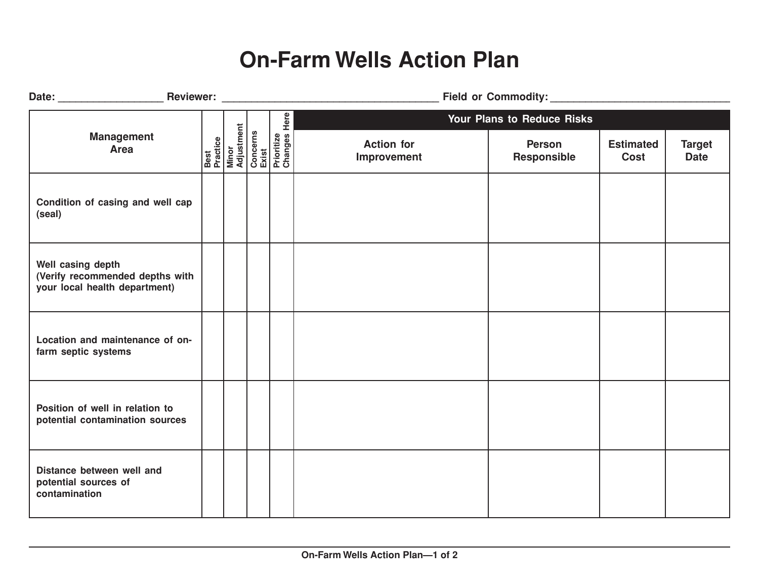# On-Farm Wells Action Plan

**Date:** __________________ **Reviewer:** _____________________________________ **Field or Commodity:** ______________________________

| Management Area | Best Practice | Minor Adjustment | Concerns Exist | Prioritize Changes Here | Your Plans to Reduce Risks | | | |
|---|---|---|---|---|---|---|---|---|
| | | | | | Action for Improvement | Person Responsible | Estimated Cost | Target Date |
| Condition of casing and well cap (seal) | | | | | | | | |
| Well casing depth (Verify recommended depths with your local health department) | | | | | | | | |
| Location and maintenance of on-farm septic systems | | | | | | | | |
| Position of well in relation to potential contamination sources | | | | | | | | |
| Distance between well and potential sources of contamination | | | | | | | | |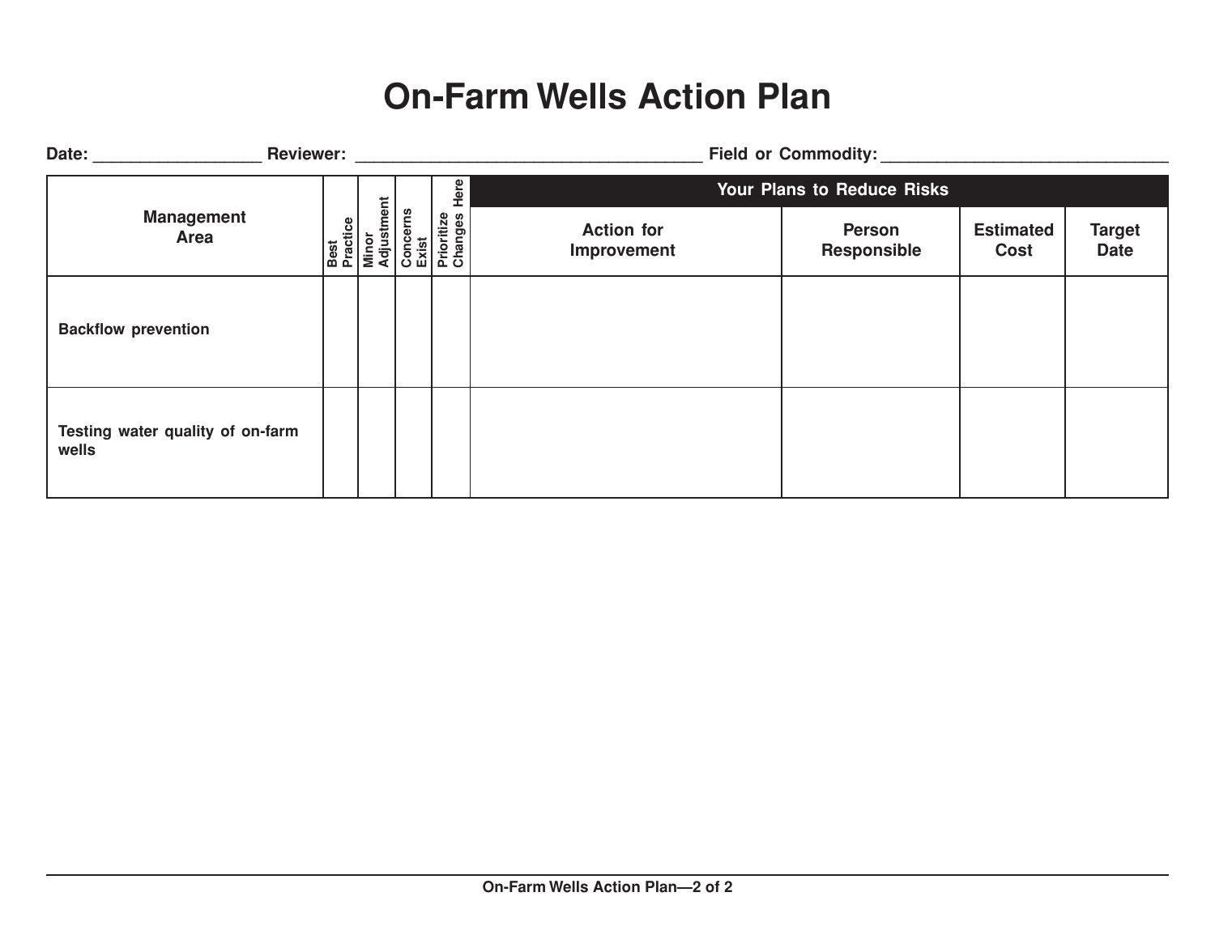# On-Farm Wells Action Plan

Date: __________________ Reviewer: _____________________________________ Field or Commodity: ______________________________

| Management Area | Best Practice | Minor Adjustment | Concerns Exist | Prioritize Changes Here | Your Plans to Reduce Risks | | | |
|---|---|---|---|---|---|---|---|---|
| | | | | | Action for Improvement | Person Responsible | Estimated Cost | Target Date |
| Backflow prevention | | | | | | | | |
| Testing water quality of on-farm wells | | | | | | | | |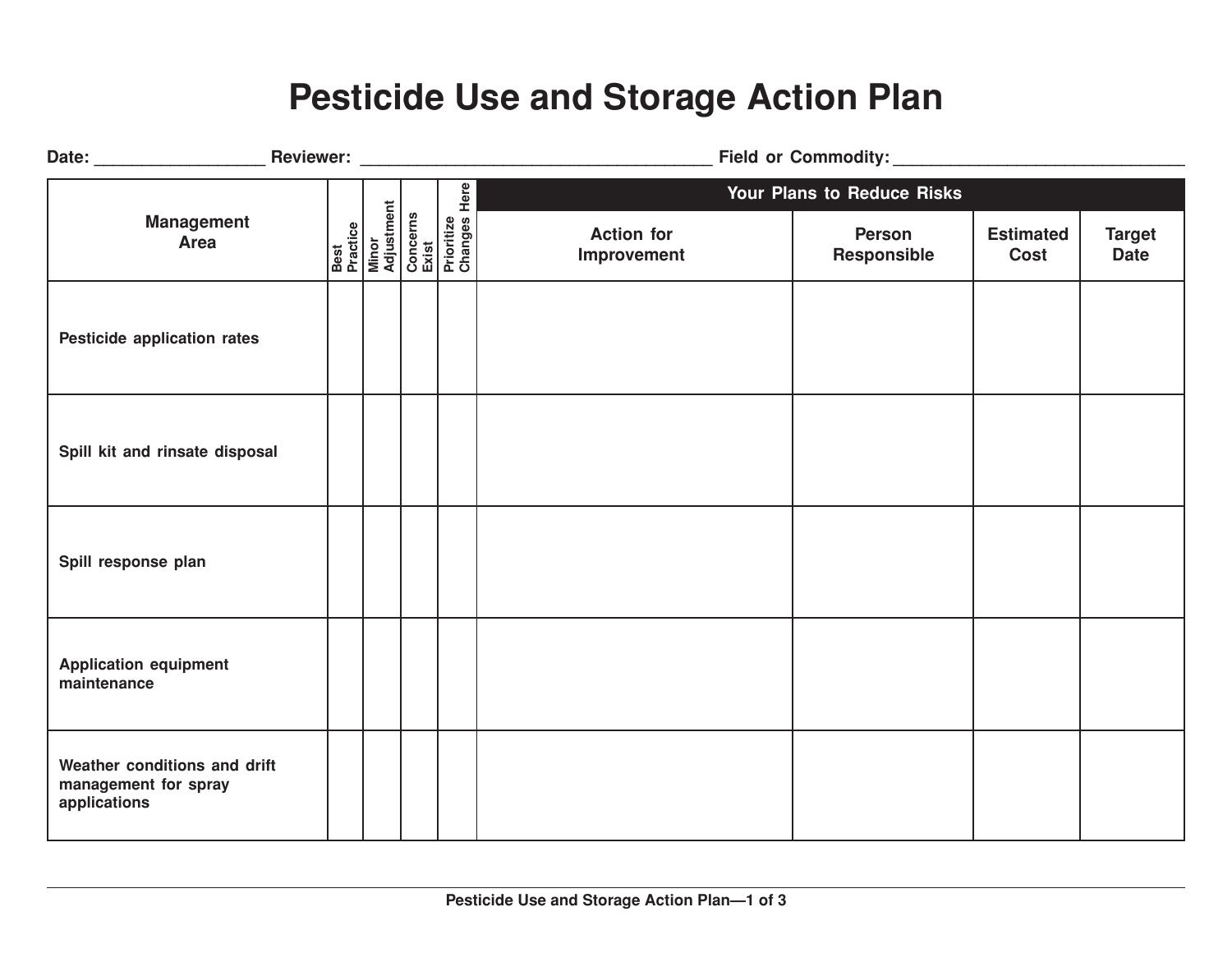# Pesticide Use and Storage Action Plan

Date: __________________ Reviewer: ______________________________________ Field or Commodity: _______________________________

| Management Area | Best Practice | Minor Adjustment | Concerns Exist | Prioritize Changes Here | Your Plans to Reduce Risks | | | |
|---|---|---|---|---|---|---|---|---|
| | | | | | Action for Improvement | Person Responsible | Estimated Cost | Target Date |
| Pesticide application rates | | | | | | | | |
| Spill kit and rinsate disposal | | | | | | | | |
| Spill response plan | | | | | | | | |
| Application equipment maintenance | | | | | | | | |
| Weather conditions and drift management for spray applications | | | | | | | | |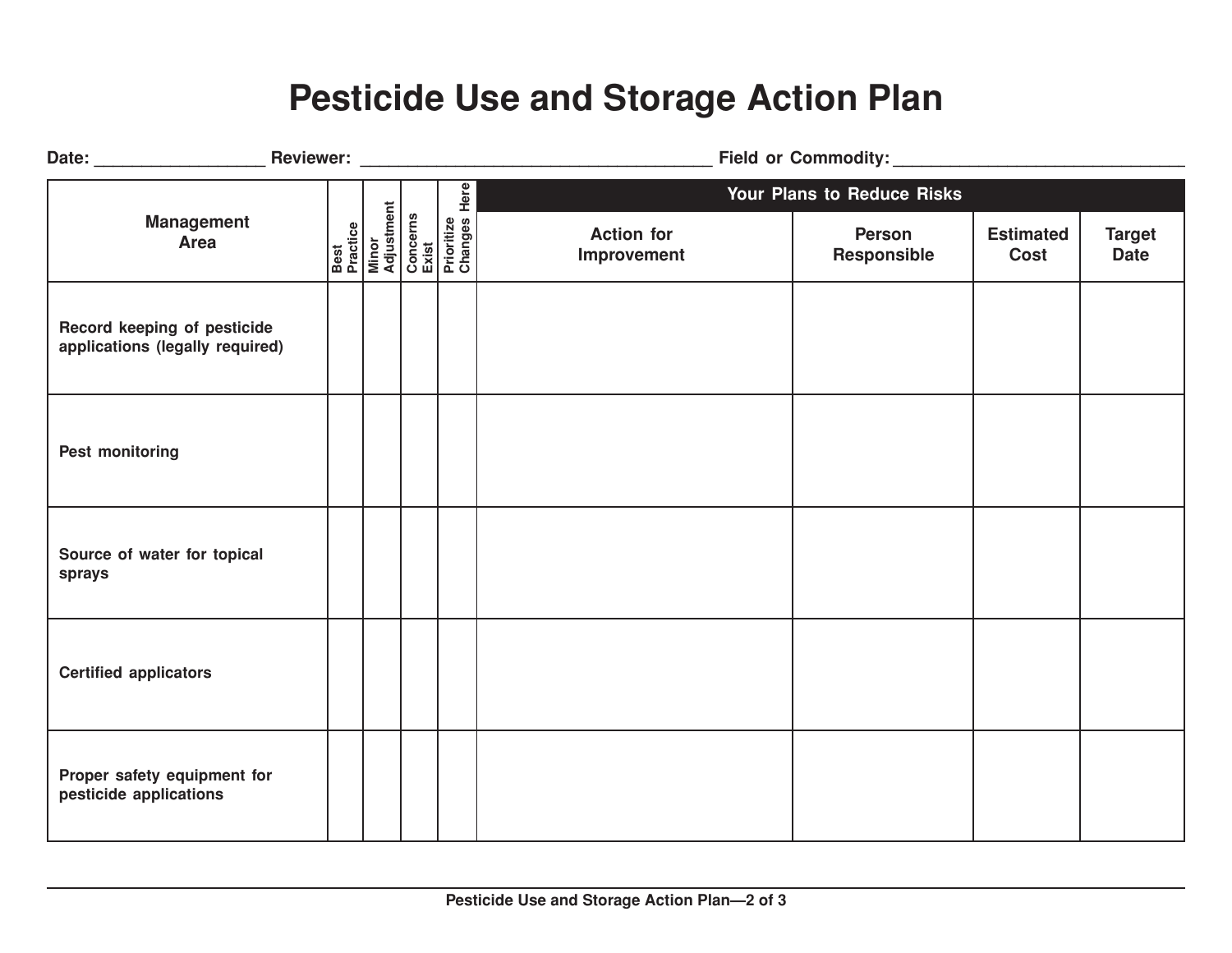# Pesticide Use and Storage Action Plan

Date: __________________ Reviewer: ______________________________________ Field or Commodity: _______________________________

| Management Area | Best Practice | Minor Adjustment | Concerns Exist | Prioritize Changes Here | Your Plans to Reduce Risks | | | |
|---|---|---|---|---|---|---|---|---|
| | | | | | Action for Improvement | Person Responsible | Estimated Cost | Target Date |
| Record keeping of pesticide applications (legally required) | | | | | | | | |
| Pest monitoring | | | | | | | | |
| Source of water for topical sprays | | | | | | | | |
| Certified applicators | | | | | | | | |
| Proper safety equipment for pesticide applications | | | | | | | | |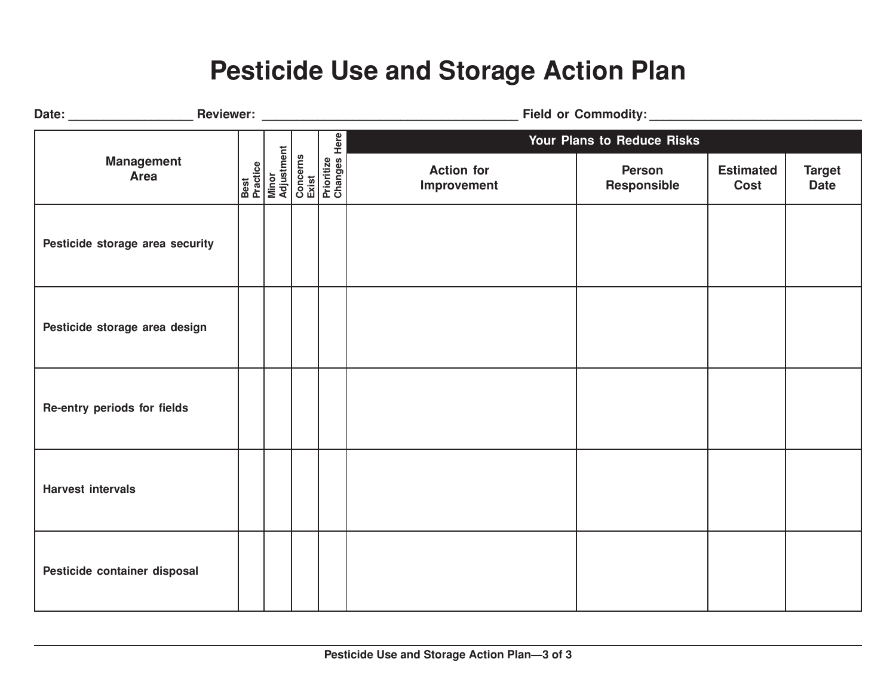# Pesticide Use and Storage Action Plan

**Date:** __________________ **Reviewer:** _____________________________________ **Field or Commodity:** ______________________________

| Management Area | Best Practice | Minor Adjustment | Concerns Exist | Prioritize Changes Here | Your Plans to Reduce Risks | | | |
|---|---|---|---|---|---|---|---|---|
| | | | | | Action for Improvement | Person Responsible | Estimated Cost | Target Date |
| Pesticide storage area security | | | | | | | | |
| Pesticide storage area design | | | | | | | | |
| Re-entry periods for fields | | | | | | | | |
| Harvest intervals | | | | | | | | |
| Pesticide container disposal | | | | | | | | |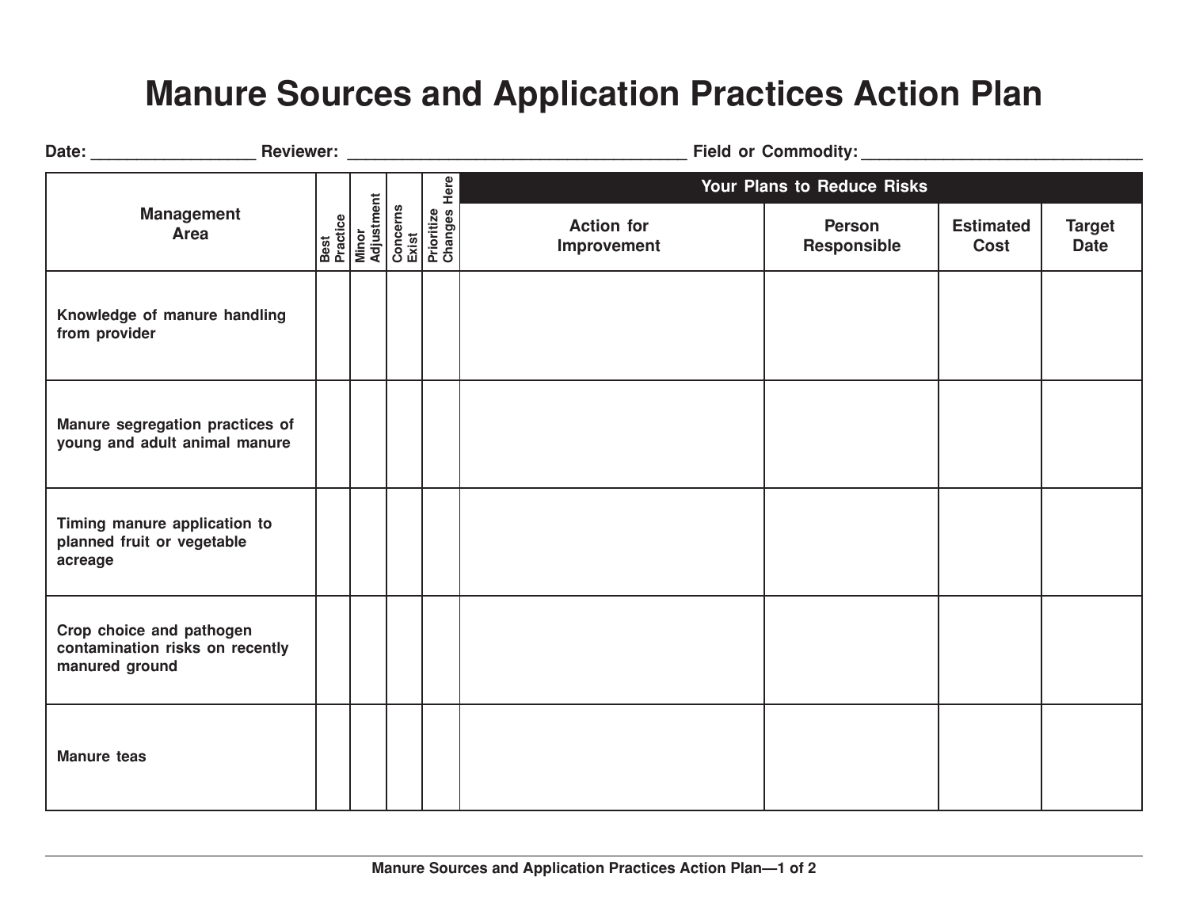# Manure Sources and Application Practices Action Plan

Date: __________________ Reviewer: ______________________________________ Field or Commodity: ______________________________

| Management Area | Best Practice | Minor Adjustment | Concerns Exist | Prioritize Changes Here | Your Plans to Reduce Risks | | | |
|---|---|---|---|---|---|---|---|---|
| | | | | | Action for Improvement | Person Responsible | Estimated Cost | Target Date |
| Knowledge of manure handling from provider | | | | | | | | |
| Manure segregation practices of young and adult animal manure | | | | | | | | |
| Timing manure application to planned fruit or vegetable acreage | | | | | | | | |
| Crop choice and pathogen contamination risks on recently manured ground | | | | | | | | |
| Manure teas | | | | | | | | |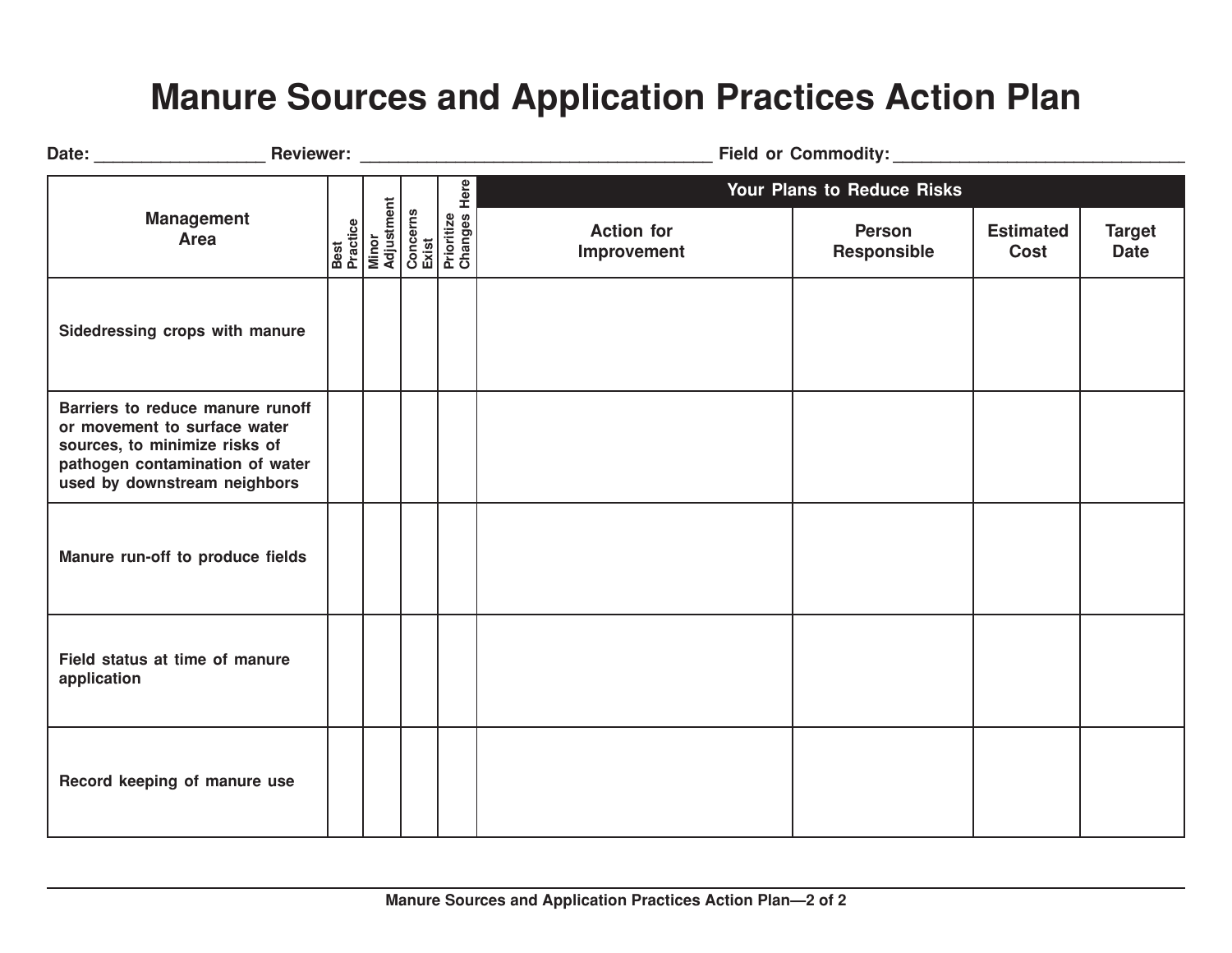# Manure Sources and Application Practices Action Plan

Date: __________________ Reviewer: ______________________________________ Field or Commodity: _______________________________

| Management Area | Best Practice | Minor Adjustment | Concerns Exist | Prioritize Changes Here | Your Plans to Reduce Risks: Action for Improvement | Person Responsible | Estimated Cost | Target Date |
|---|---|---|---|---|---|---|---|---|
| Sidedressing crops with manure | | | | | | | | |
| Barriers to reduce manure runoff or movement to surface water sources, to minimize risks of pathogen contamination of water used by downstream neighbors | | | | | | | | |
| Manure run-off to produce fields | | | | | | | | |
| Field status at time of manure application | | | | | | | | |
| Record keeping of manure use | | | | | | | | |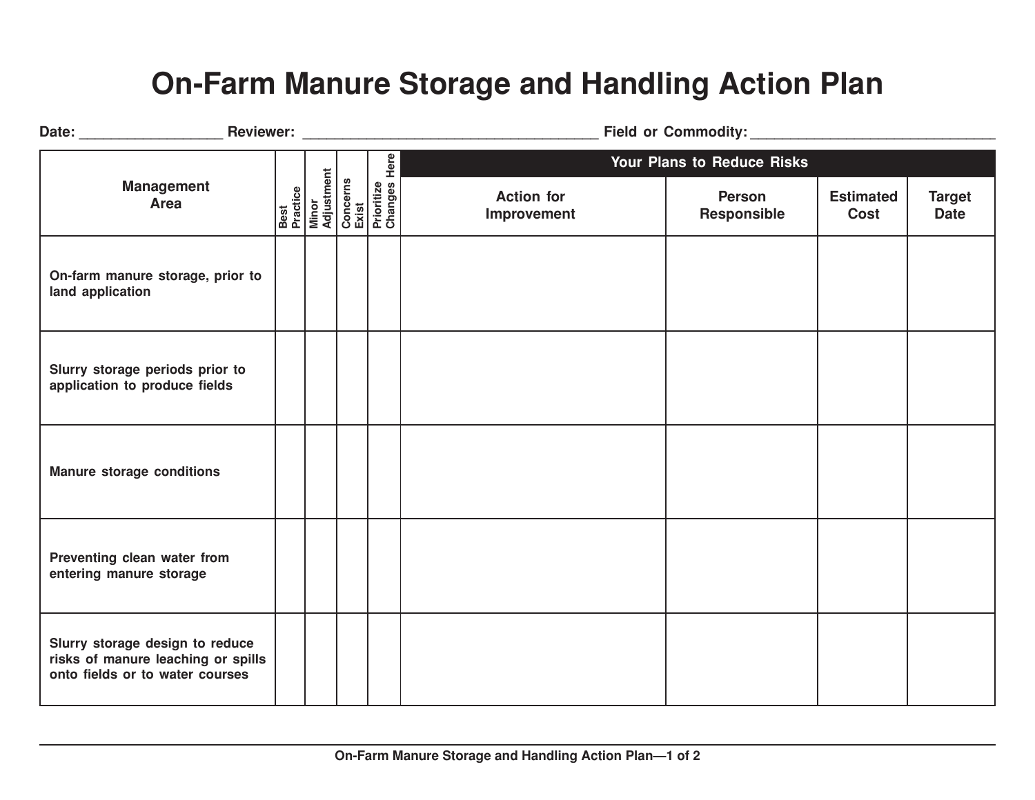# On-Farm Manure Storage and Handling Action Plan

**Date:** __________________ **Reviewer:** _____________________________________ **Field or Commodity:** ______________________________

| Management Area | Best Practice | Minor Adjustment | Concerns Exist | Prioritize Changes Here | Your Plans to Reduce Risks | | | |
|---|---|---|---|---|---|---|---|---|
| | | | | | Action for Improvement | Person Responsible | Estimated Cost | Target Date |
| On-farm manure storage, prior to land application | | | | | | | | |
| Slurry storage periods prior to application to produce fields | | | | | | | | |
| Manure storage conditions | | | | | | | | |
| Preventing clean water from entering manure storage | | | | | | | | |
| Slurry storage design to reduce risks of manure leaching or spills onto fields or to water courses | | | | | | | | |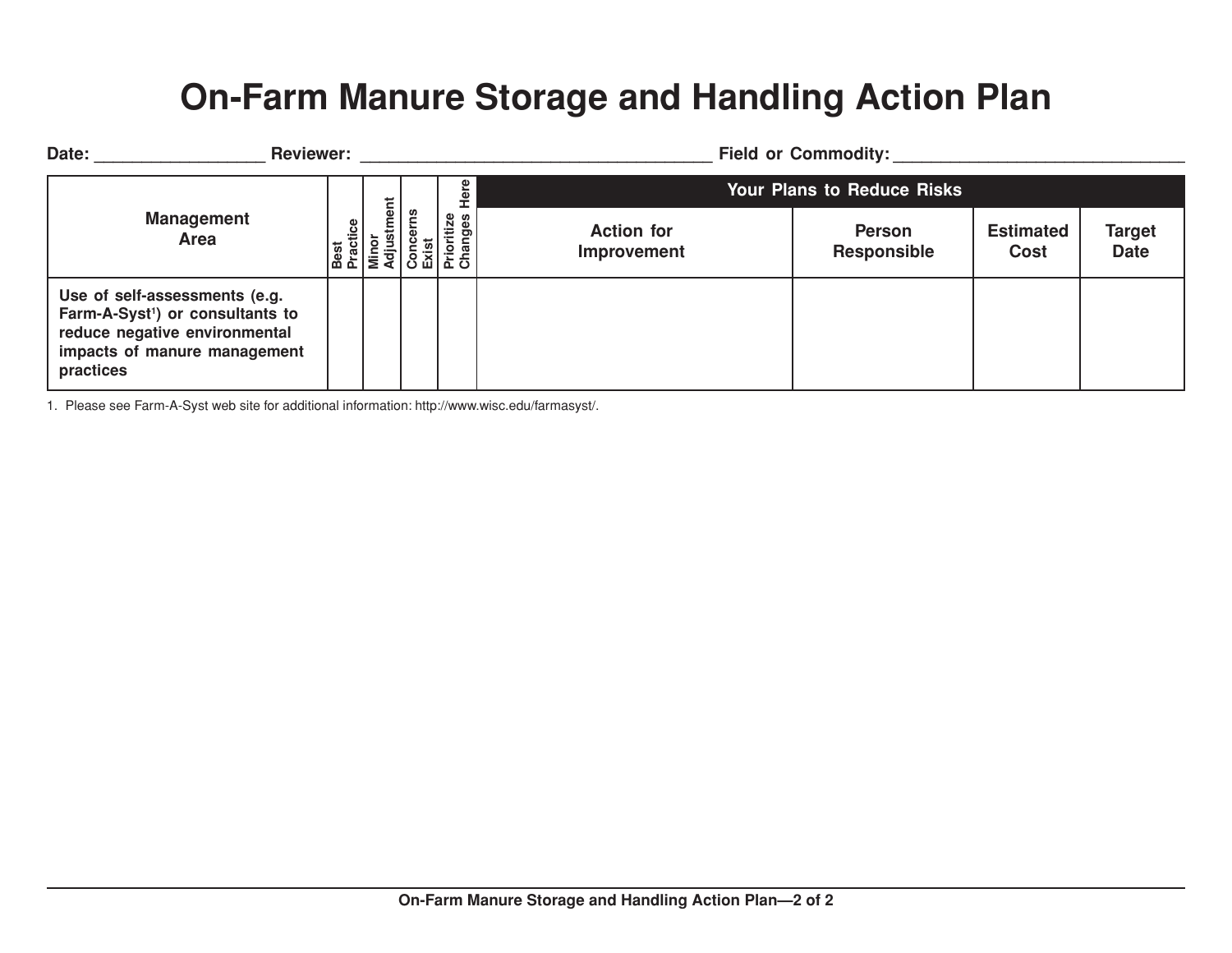# On-Farm Manure Storage and Handling Action Plan

**Date:** __________________ **Reviewer:** ______________________________________ **Field or Commodity:** ________________________________

| Management Area | Best Practice | Minor Adjustment | Concerns Exist | Prioritize Changes Here | Your Plans to Reduce Risks | | | |
|---|---|---|---|---|---|---|---|---|
| | | | | | Action for Improvement | Person Responsible | Estimated Cost | Target Date |
| Use of self-assessments (e.g. Farm-A-Syst[1]) or consultants to reduce negative environmental impacts of manure management practices | | | | | | | | |

1. Please see Farm-A-Syst web site for additional information: http://www.wisc.edu/farmasyst/.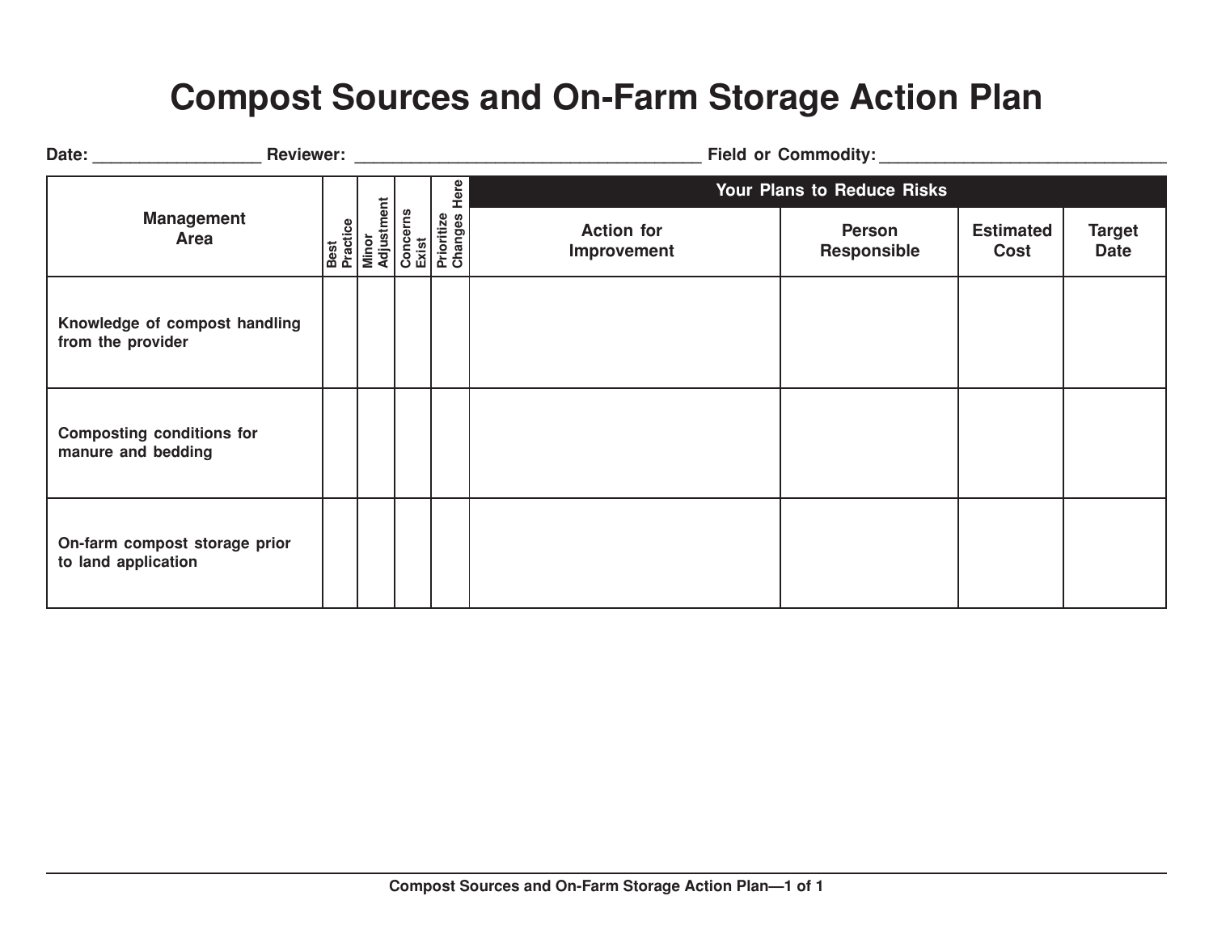# Compost Sources and On-Farm Storage Action Plan

**Date:** __________________ **Reviewer:** ______________________________________ **Field or Commodity:** _______________________________

| Management Area | Best Practice | Minor Adjustment | Concerns Exist | Prioritize Changes Here | Your Plans to Reduce Risks | | | |
|---|---|---|---|---|---|---|---|---|
| | | | | | Action for Improvement | Person Responsible | Estimated Cost | Target Date |
| Knowledge of compost handling from the provider | | | | | | | | |
| Composting conditions for manure and bedding | | | | | | | | |
| On-farm compost storage prior to land application | | | | | | | | |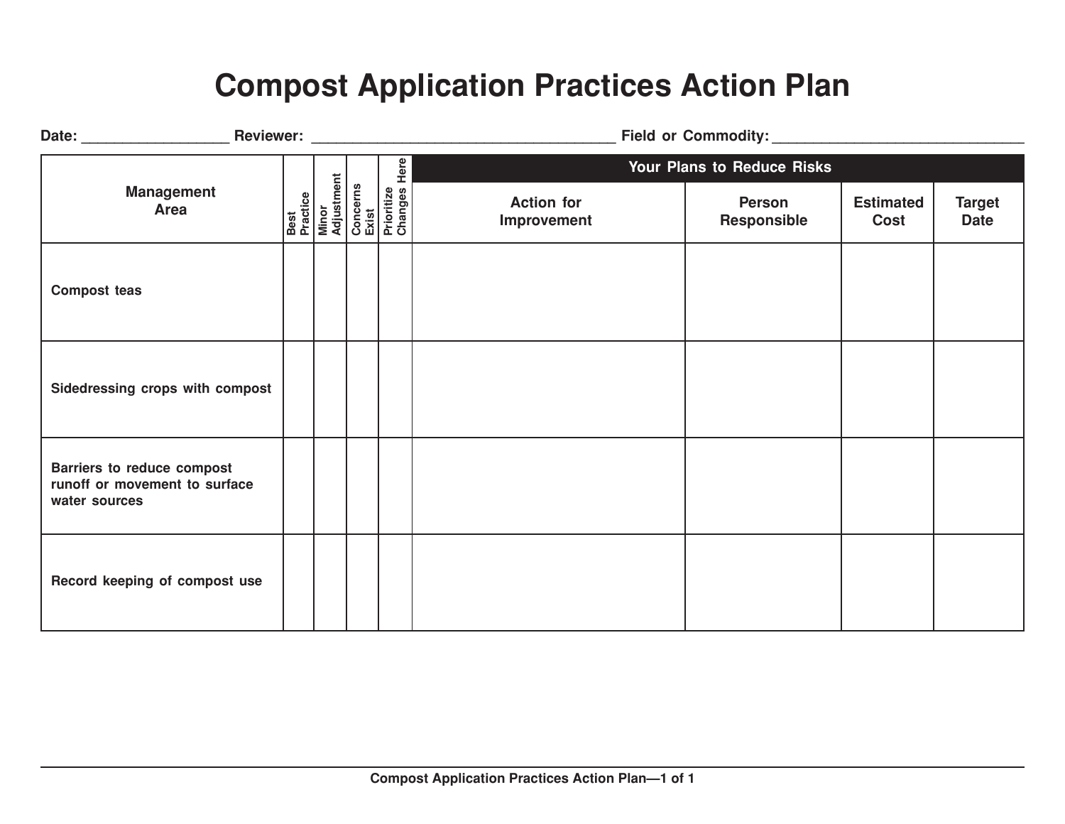# Compost Application Practices Action Plan

Date: __________________ Reviewer: ______________________________________ Field or Commodity: ______________________________

| Management Area | Best Practice | Minor Adjustment | Concerns Exist | Prioritize Changes Here | Your Plans to Reduce Risks | | | |
|---|---|---|---|---|---|---|---|---|
| | | | | | Action for Improvement | Person Responsible | Estimated Cost | Target Date |
| Compost teas | | | | | | | | |
| Sidedressing crops with compost | | | | | | | | |
| Barriers to reduce compost runoff or movement to surface water sources | | | | | | | | |
| Record keeping of compost use | | | | | | | | |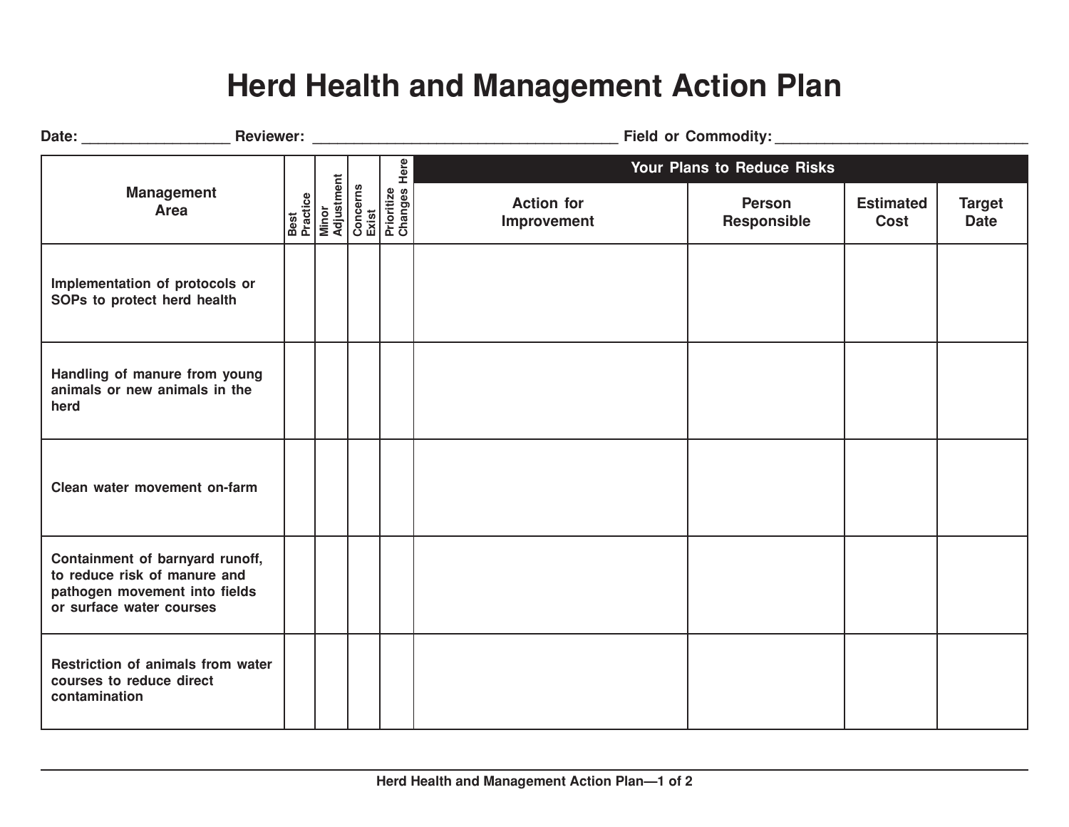# Herd Health and Management Action Plan

Date: __________________ Reviewer: ______________________________________ Field or Commodity: _______________________________

| Management Area | Best Practice | Minor Adjustment | Concerns Exist | Prioritize Changes Here | Your Plans to Reduce Risks | | | |
|---|---|---|---|---|---|---|---|---|
| | | | | | Action for Improvement | Person Responsible | Estimated Cost | Target Date |
| Implementation of protocols or SOPs to protect herd health | | | | | | | | |
| Handling of manure from young animals or new animals in the herd | | | | | | | | |
| Clean water movement on-farm | | | | | | | | |
| Containment of barnyard runoff, to reduce risk of manure and pathogen movement into fields or surface water courses | | | | | | | | |
| Restriction of animals from water courses to reduce direct contamination | | | | | | | | |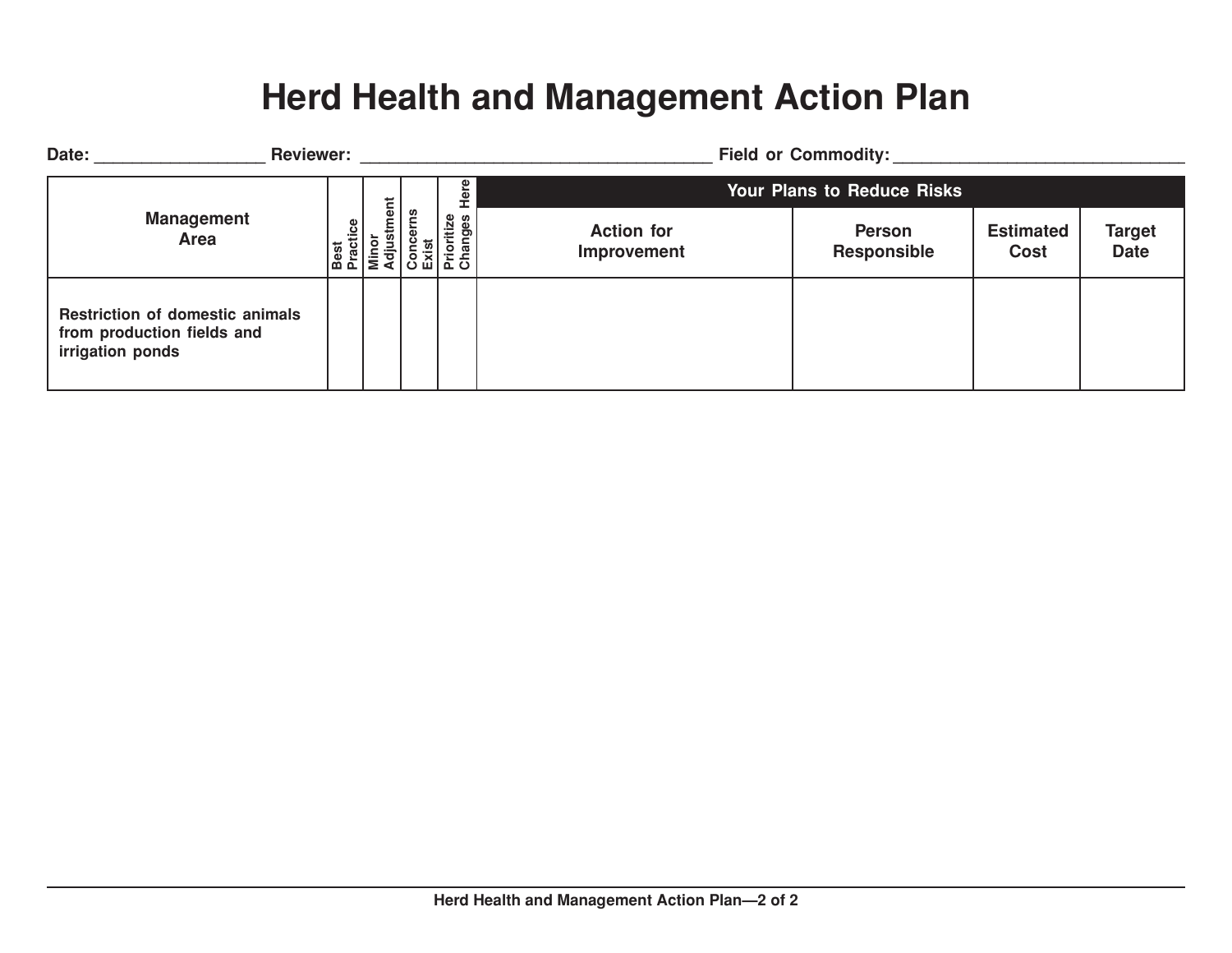# Herd Health and Management Action Plan

**Date:** __________________ **Reviewer:** ______________________________________ **Field or Commodity:** ______________________________

| Management Area | Best Practice | Minor Adjustment | Concerns Exist | Prioritize Changes Here | Your Plans to Reduce Risks | | | |
|---|---|---|---|---|---|---|---|---|
| | | | | | Action for Improvement | Person Responsible | Estimated Cost | Target Date |
| Restriction of domestic animals from production fields and irrigation ponds | | | | | | | | |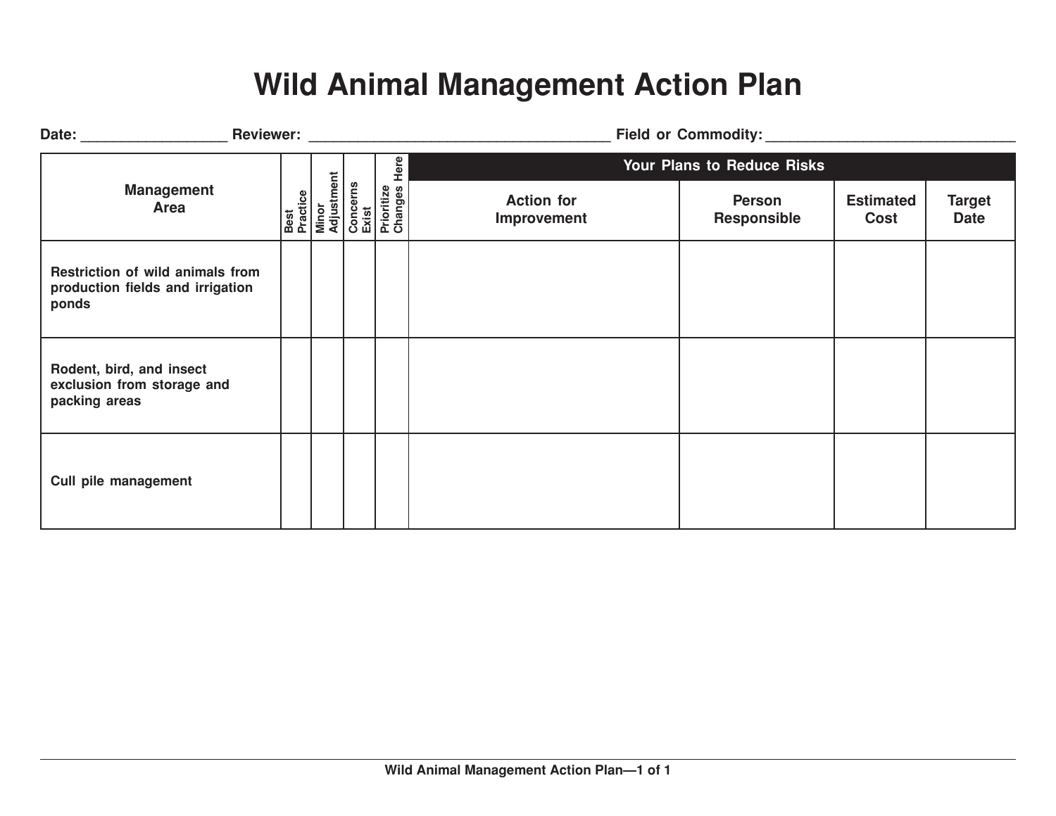# Wild Animal Management Action Plan

Date: __________________ Reviewer: ______________________________________ Field or Commodity: _______________________________

| Management Area | Best Practice | Minor Adjustment | Concerns Exist | Prioritize Changes Here | Your Plans to Reduce Risks | | | |
|---|---|---|---|---|---|---|---|---|
| | | | | | Action for Improvement | Person Responsible | Estimated Cost | Target Date |
| Restriction of wild animals from production fields and irrigation ponds | | | | | | | | |
| Rodent, bird, and insect exclusion from storage and packing areas | | | | | | | | |
| Cull pile management | | | | | | | | |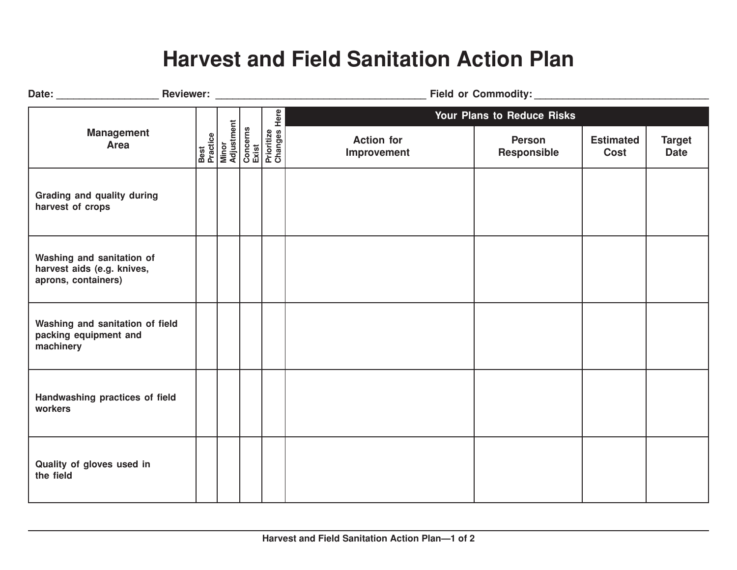# Harvest and Field Sanitation Action Plan

Date: __________________ Reviewer: ______________________________________ Field or Commodity: _______________________________

| Management Area | Best Practice | Minor Adjustment | Concerns Exist | Prioritize Changes Here | Your Plans to Reduce Risks | | | |
|---|---|---|---|---|---|---|---|---|
| | | | | | Action for Improvement | Person Responsible | Estimated Cost | Target Date |
| Grading and quality during harvest of crops | | | | | | | | |
| Washing and sanitation of harvest aids (e.g. knives, aprons, containers) | | | | | | | | |
| Washing and sanitation of field packing equipment and machinery | | | | | | | | |
| Handwashing practices of field workers | | | | | | | | |
| Quality of gloves used in the field | | | | | | | | |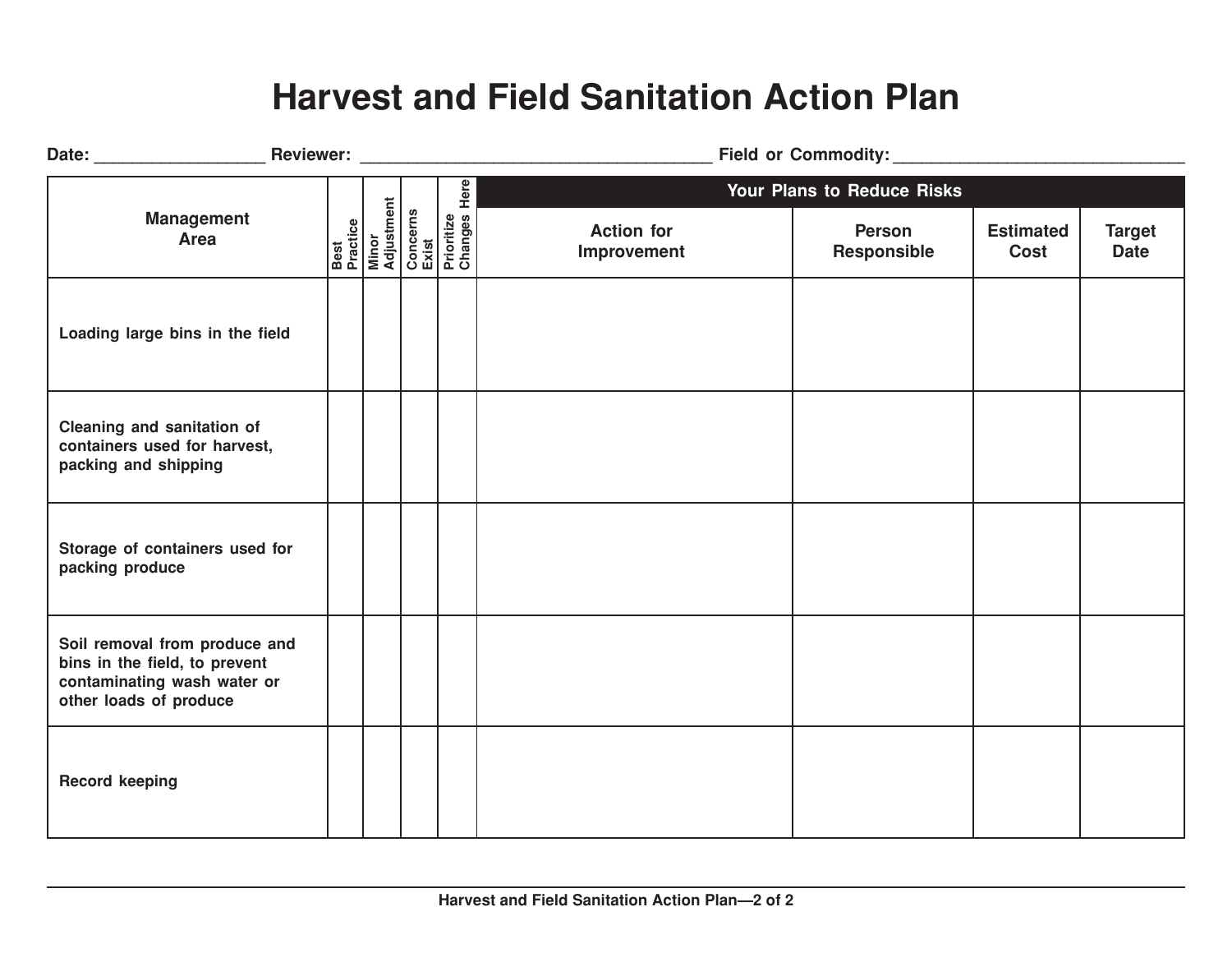# Harvest and Field Sanitation Action Plan

**Date:** __________________ **Reviewer:** ______________________________________ **Field or Commodity:** _______________________________

| Management Area | Best Practice | Minor Adjustment | Concerns Exist | Prioritize Changes Here | Your Plans to Reduce Risks | | | |
|---|---|---|---|---|---|---|---|---|
| | | | | | Action for Improvement | Person Responsible | Estimated Cost | Target Date |
| Loading large bins in the field | | | | | | | | |
| Cleaning and sanitation of containers used for harvest, packing and shipping | | | | | | | | |
| Storage of containers used for packing produce | | | | | | | | |
| Soil removal from produce and bins in the field, to prevent contaminating wash water or other loads of produce | | | | | | | | |
| Record keeping | | | | | | | | |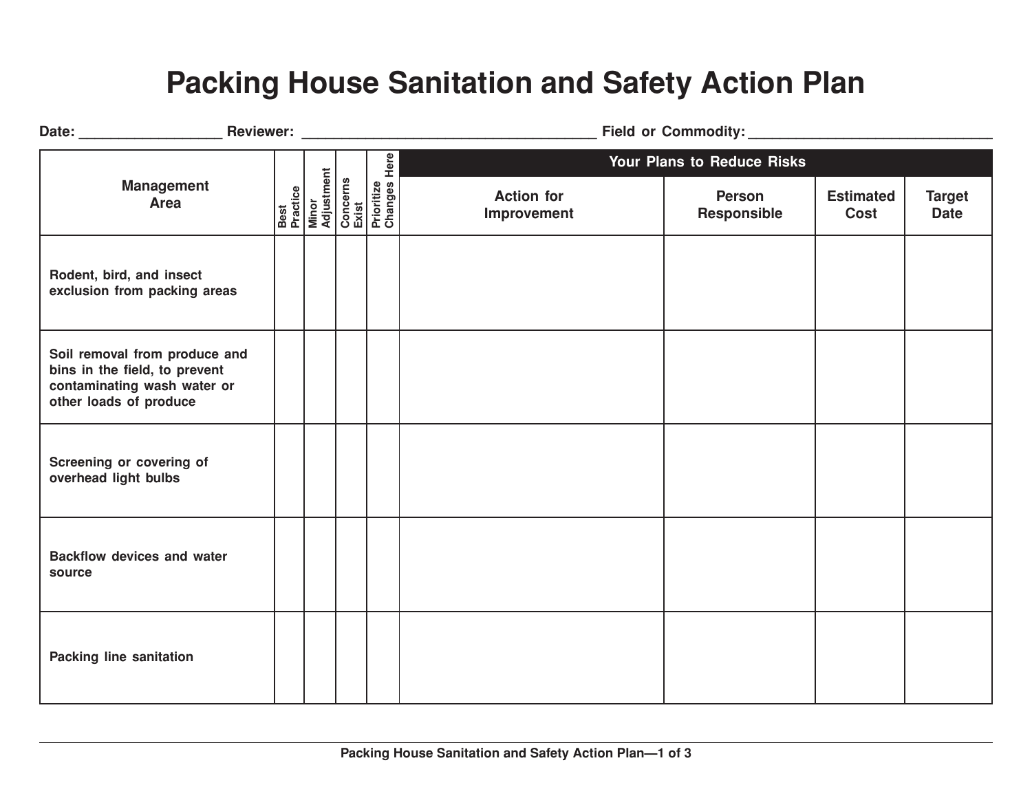# Packing House Sanitation and Safety Action Plan

**Date:** __________________ **Reviewer:** ______________________________________ **Field or Commodity:** ______________________________

| Management Area | Best Practice | Minor Adjustment | Concerns Exist | Prioritize Changes Here | Your Plans to Reduce Risks | | | |
|---|---|---|---|---|---|---|---|---|
| | | | | | Action for Improvement | Person Responsible | Estimated Cost | Target Date |
| Rodent, bird, and insect exclusion from packing areas | | | | | | | | |
| Soil removal from produce and bins in the field, to prevent contaminating wash water or other loads of produce | | | | | | | | |
| Screening or covering of overhead light bulbs | | | | | | | | |
| Backflow devices and water source | | | | | | | | |
| Packing line sanitation | | | | | | | | |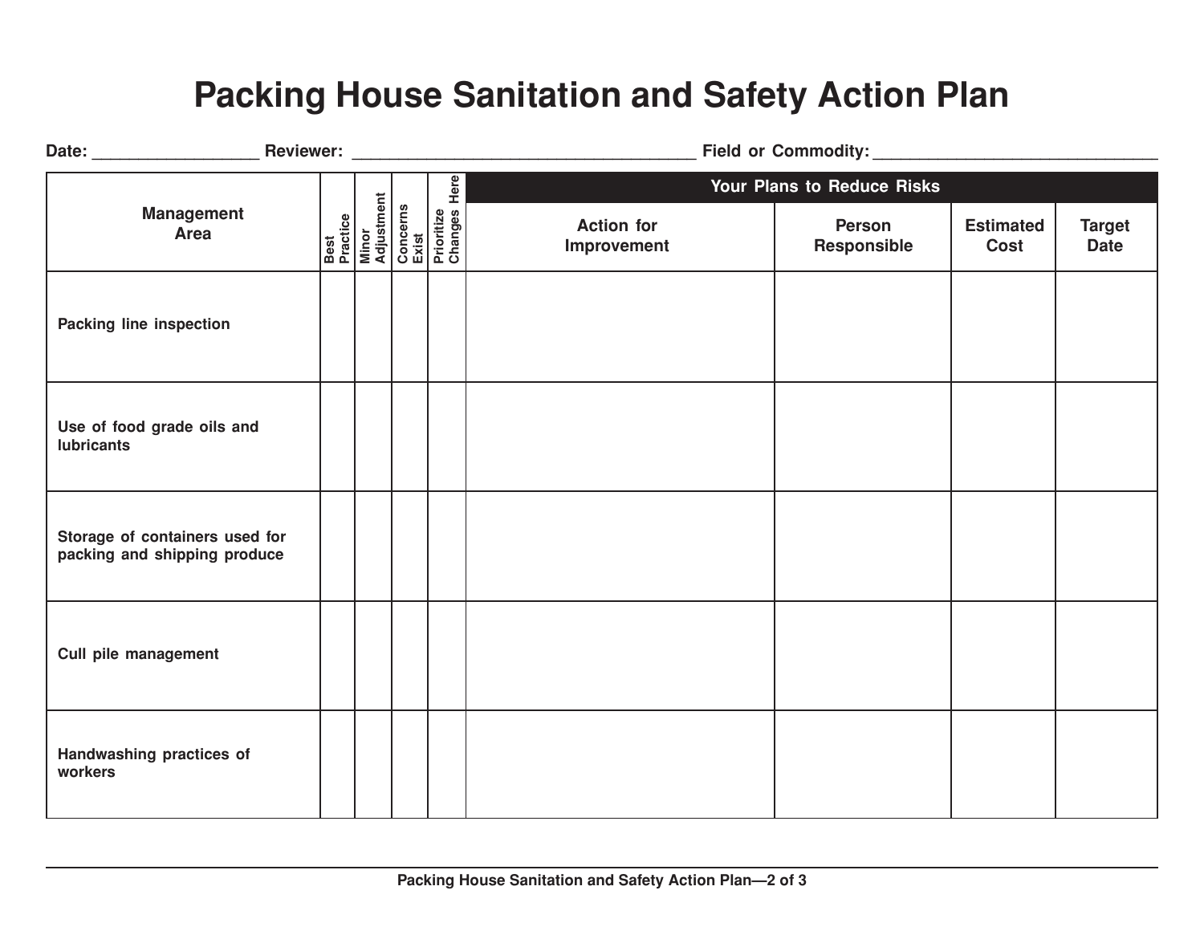# Packing House Sanitation and Safety Action Plan

**Date:** __________________ **Reviewer:** ______________________________________ **Field or Commodity:** ________________________________

| Management Area | Best Practice | Minor Adjustment | Concerns Exist | Prioritize Changes Here | Your Plans to Reduce Risks | | | |
|---|---|---|---|---|---|---|---|---|
| | | | | | Action for Improvement | Person Responsible | Estimated Cost | Target Date |
| Packing line inspection | | | | | | | | |
| Use of food grade oils and lubricants | | | | | | | | |
| Storage of containers used for packing and shipping produce | | | | | | | | |
| Cull pile management | | | | | | | | |
| Handwashing practices of workers | | | | | | | | |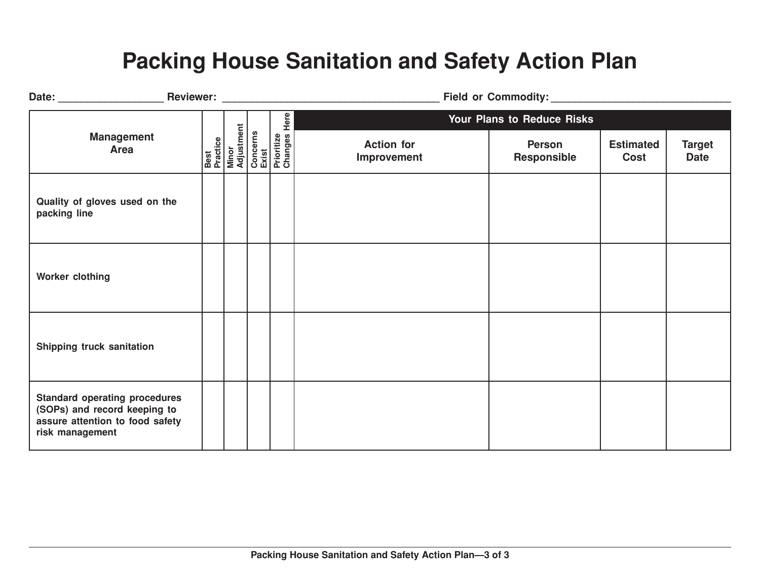# Packing House Sanitation and Safety Action Plan

Date: __________________ Reviewer: ______________________________________ Field or Commodity: _______________________________

| Management Area | Best Practice | Minor Adjustment | Concerns Exist | Prioritize Changes Here | Your Plans to Reduce Risks | | | |
|---|---|---|---|---|---|---|---|---|
| | | | | | Action for Improvement | Person Responsible | Estimated Cost | Target Date |
| Quality of gloves used on the packing line | | | | | | | | |
| Worker clothing | | | | | | | | |
| Shipping truck sanitation | | | | | | | | |
| Standard operating procedures (SOPs) and record keeping to assure attention to food safety risk management | | | | | | | | |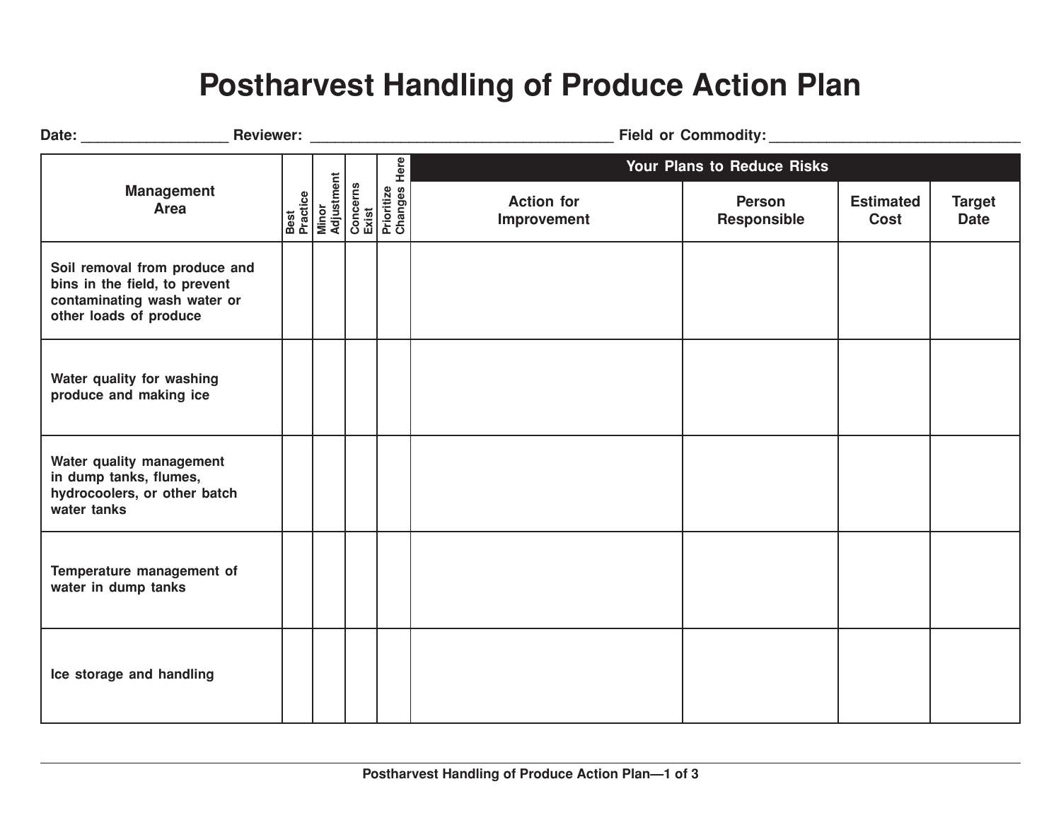# Postharvest Handling of Produce Action Plan

Date: __________________ Reviewer: _____________________________________ Field or Commodity: _______________________________

| Management Area | Best Practice | Minor Adjustment | Concerns Exist | Prioritize Changes Here | Your Plans to Reduce Risks | | | |
|---|---|---|---|---|---|---|---|---|
| | | | | | Action for Improvement | Person Responsible | Estimated Cost | Target Date |
| Soil removal from produce and bins in the field, to prevent contaminating wash water or other loads of produce | | | | | | | | |
| Water quality for washing produce and making ice | | | | | | | | |
| Water quality management in dump tanks, flumes, hydrocoolers, or other batch water tanks | | | | | | | | |
| Temperature management of water in dump tanks | | | | | | | | |
| Ice storage and handling | | | | | | | | |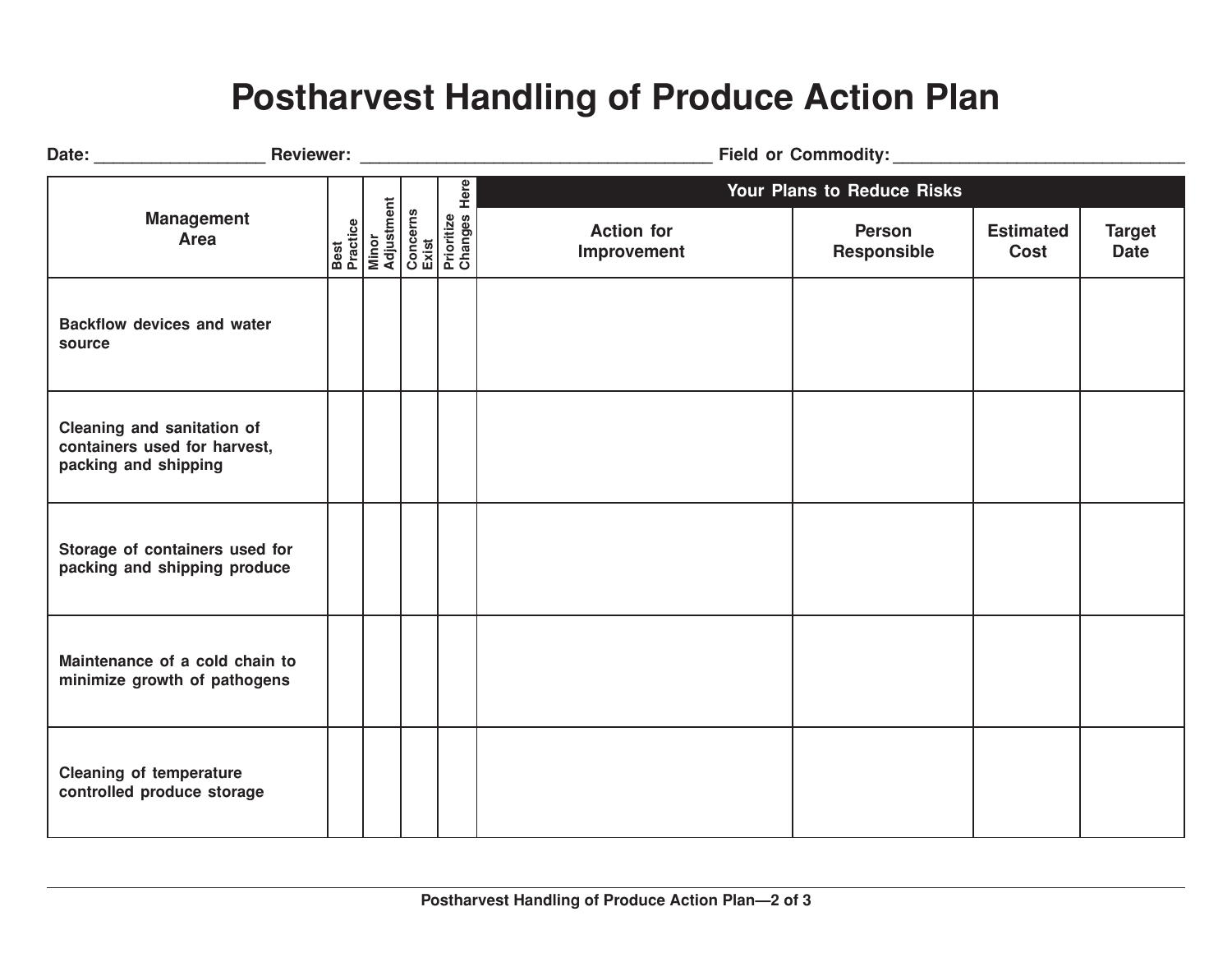# Postharvest Handling of Produce Action Plan

Date: ___________________ Reviewer: ________________________________________ Field or Commodity: ________________________________

| Management Area | Best Practice | Minor Adjustment | Concerns Exist | Prioritize Changes Here | Your Plans to Reduce Risks | | | |
|---|---|---|---|---|---|---|---|---|
| | | | | | Action for Improvement | Person Responsible | Estimated Cost | Target Date |
| Backflow devices and water source | | | | | | | | |
| Cleaning and sanitation of containers used for harvest, packing and shipping | | | | | | | | |
| Storage of containers used for packing and shipping produce | | | | | | | | |
| Maintenance of a cold chain to minimize growth of pathogens | | | | | | | | |
| Cleaning of temperature controlled produce storage | | | | | | | | |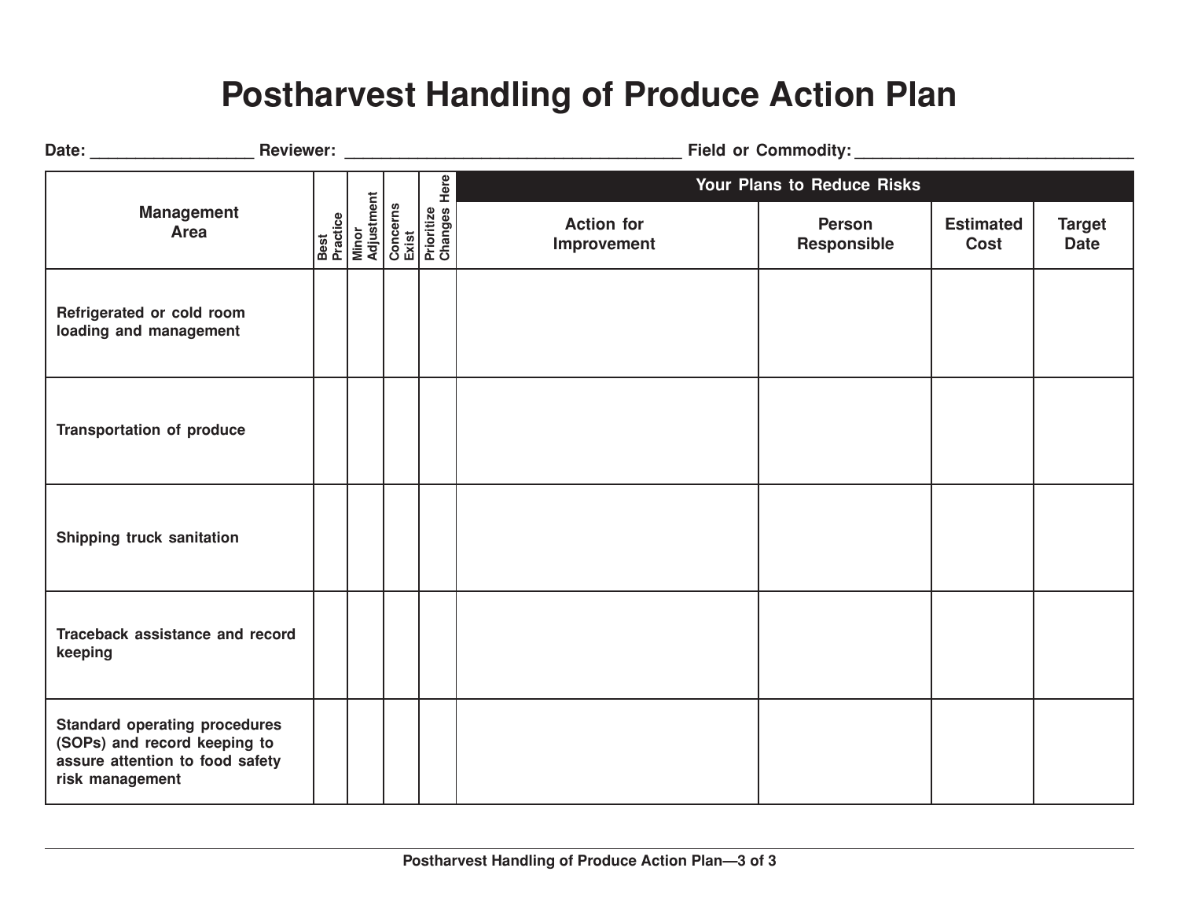# Postharvest Handling of Produce Action Plan

Date: __________________ Reviewer: ______________________________________ Field or Commodity: _______________________________

| Management Area | Best Practice | Minor Adjustment | Concerns Exist | Prioritize Changes Here | Your Plans to Reduce Risks | | | |
|---|---|---|---|---|---|---|---|---|
| | | | | | Action for Improvement | Person Responsible | Estimated Cost | Target Date |
| Refrigerated or cold room loading and management | | | | | | | | |
| Transportation of produce | | | | | | | | |
| Shipping truck sanitation | | | | | | | | |
| Traceback assistance and record keeping | | | | | | | | |
| Standard operating procedures (SOPs) and record keeping to assure attention to food safety risk management | | | | | | | | |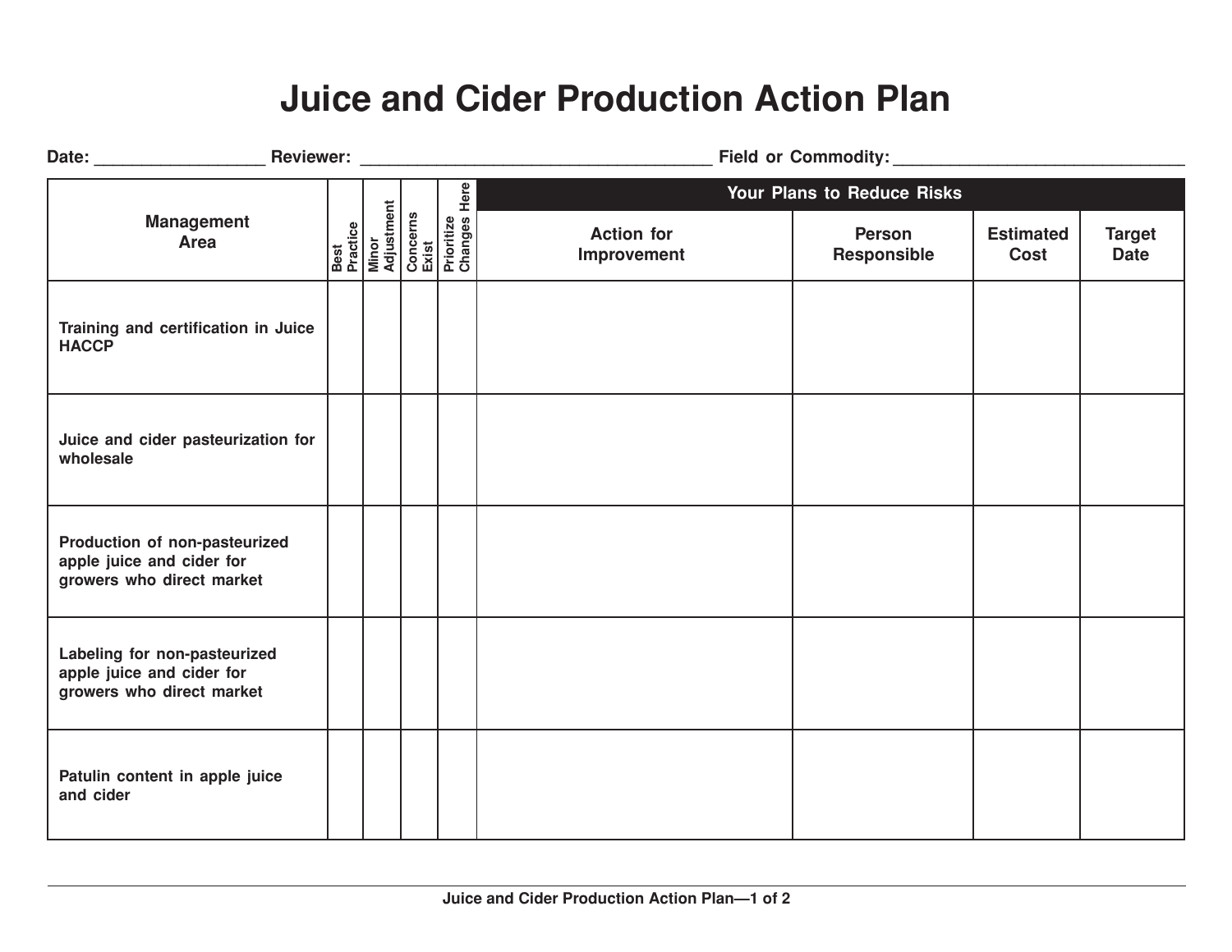# Juice and Cider Production Action Plan

Date: ___________________ Reviewer: ______________________________________ Field or Commodity: ______________________________

| Management Area | Best Practice | Minor Adjustment | Concerns Exist | Prioritize Changes Here | Your Plans to Reduce Risks | | | |
|---|---|---|---|---|---|---|---|---|
| | | | | | Action for Improvement | Person Responsible | Estimated Cost | Target Date |
| Training and certification in Juice HACCP | | | | | | | | |
| Juice and cider pasteurization for wholesale | | | | | | | | |
| Production of non-pasteurized apple juice and cider for growers who direct market | | | | | | | | |
| Labeling for non-pasteurized apple juice and cider for growers who direct market | | | | | | | | |
| Patulin content in apple juice and cider | | | | | | | | |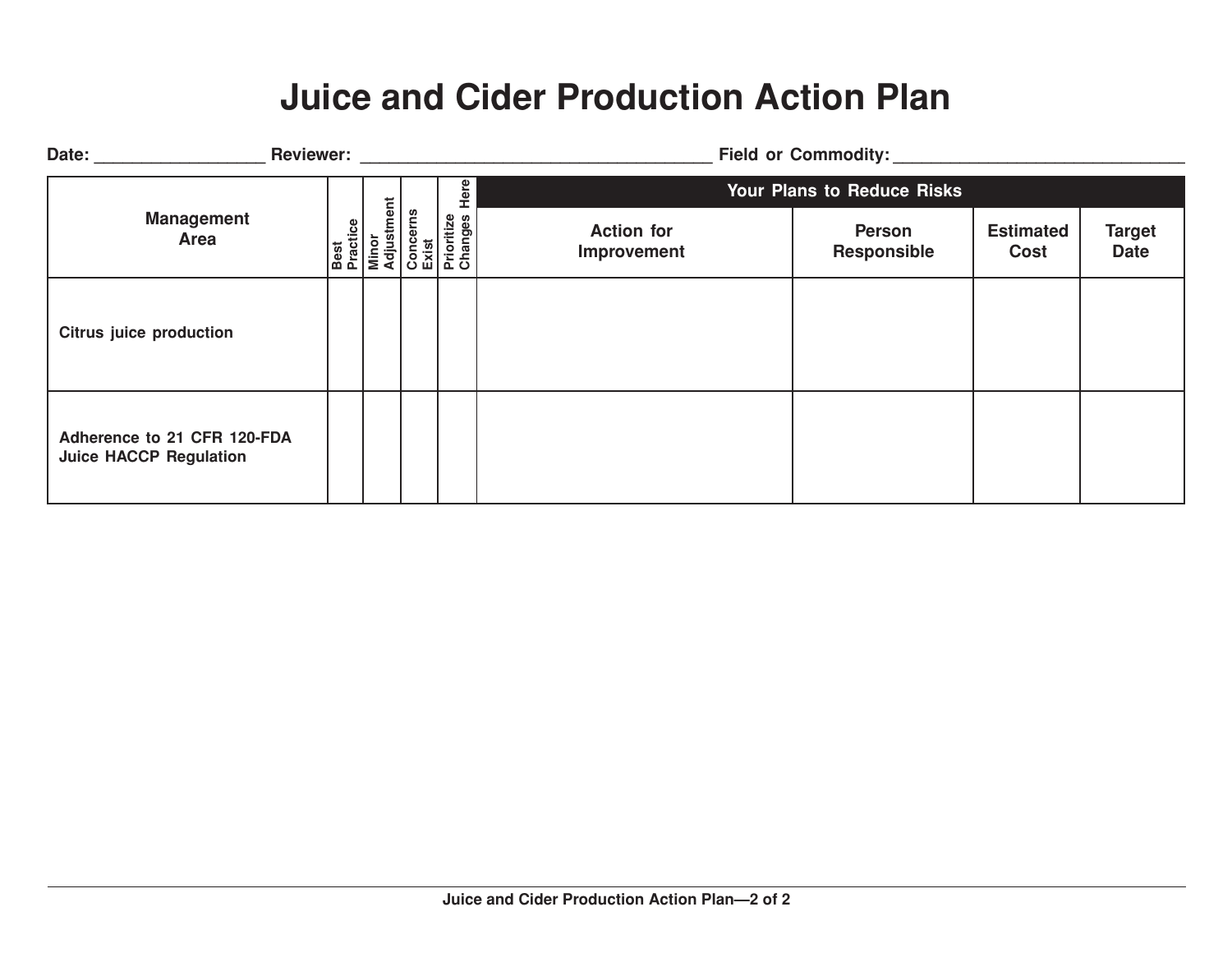# Juice and Cider Production Action Plan

**Date:** __________________ **Reviewer:** ______________________________________ **Field or Commodity:** ________________________________

| Management Area | Best Practice | Minor Adjustment | Concerns Exist | Prioritize Changes Here | Your Plans to Reduce Risks | | | |
|---|---|---|---|---|---|---|---|---|
| | | | | | Action for Improvement | Person Responsible | Estimated Cost | Target Date |
| Citrus juice production | | | | | | | | |
| Adherence to 21 CFR 120-FDA Juice HACCP Regulation | | | | | | | | |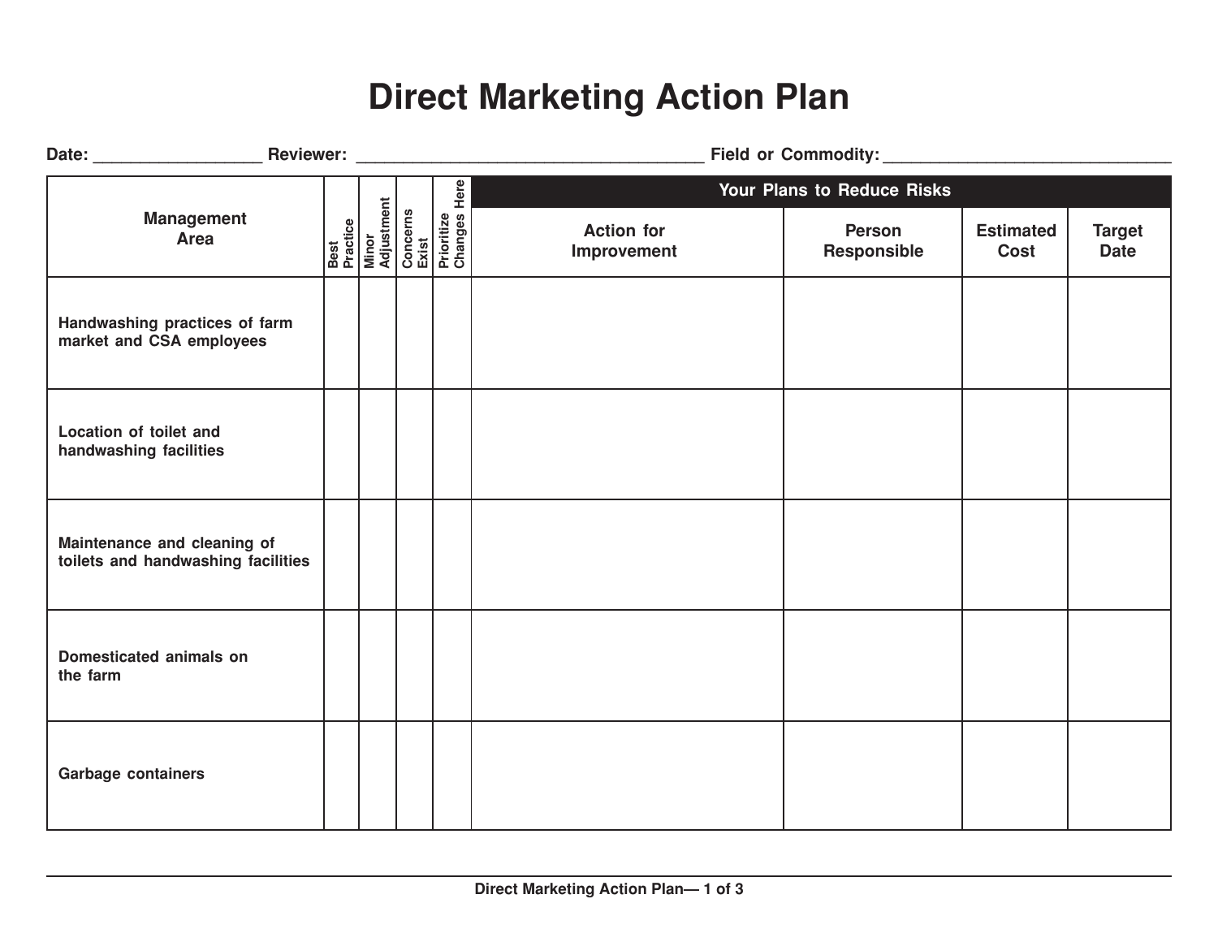# Direct Marketing Action Plan

Date: __________________ Reviewer: ______________________________________ Field or Commodity: ________________________________

| Management Area | Best Practice | Minor Adjustment | Concerns Exist | Prioritize Changes Here | Your Plans to Reduce Risks | | | |
|---|---|---|---|---|---|---|---|---|
| | | | | | Action for Improvement | Person Responsible | Estimated Cost | Target Date |
| Handwashing practices of farm market and CSA employees | | | | | | | | |
| Location of toilet and handwashing facilities | | | | | | | | |
| Maintenance and cleaning of toilets and handwashing facilities | | | | | | | | |
| Domesticated animals on the farm | | | | | | | | |
| Garbage containers | | | | | | | | |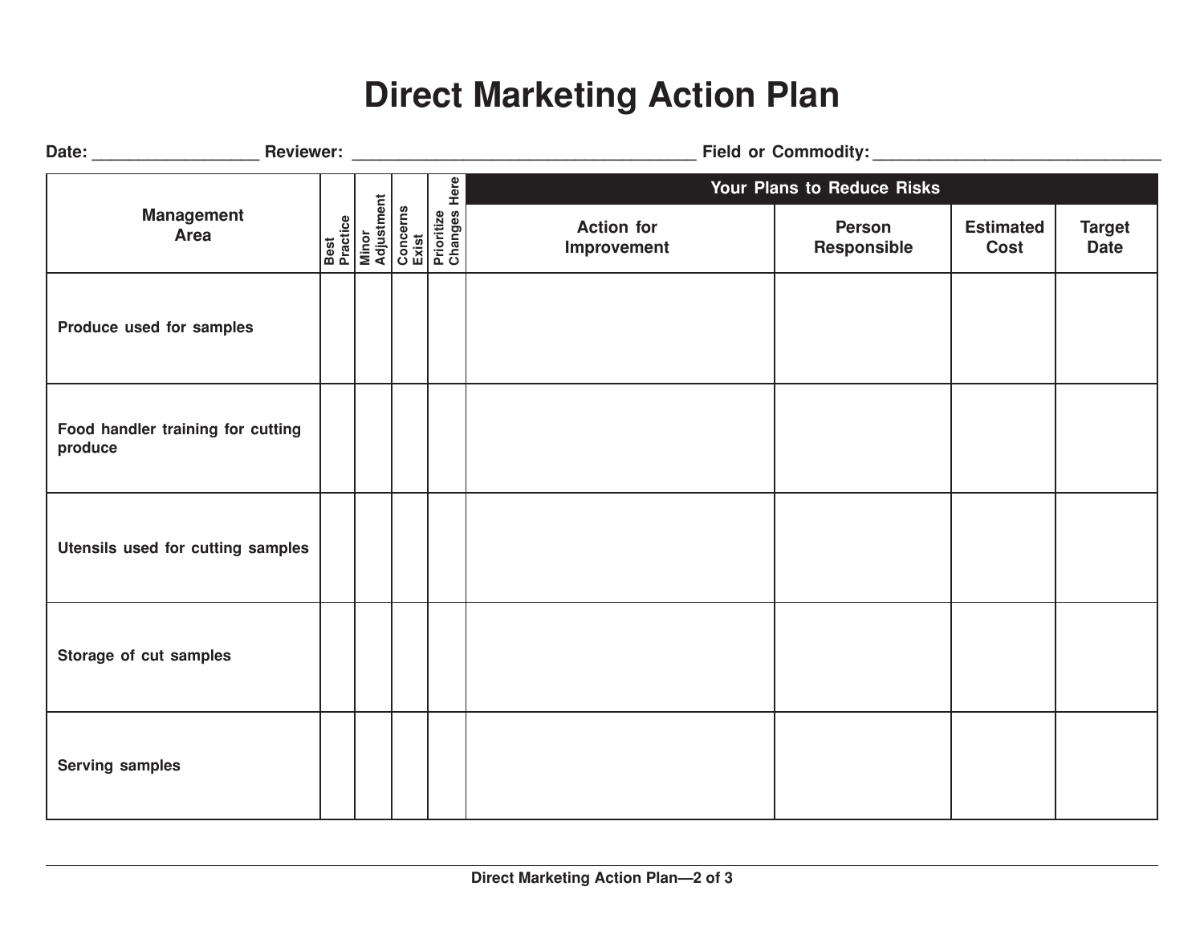# Direct Marketing Action Plan

Date: __________________ Reviewer: ______________________________________ Field or Commodity: ________________________________

| Management Area | Best Practice | Minor Adjustment | Concerns Exist | Prioritize Changes Here | Your Plans to Reduce Risks | | | |
|---|---|---|---|---|---|---|---|---|
| | | | | | Action for Improvement | Person Responsible | Estimated Cost | Target Date |
| Produce used for samples | | | | | | | | |
| Food handler training for cutting produce | | | | | | | | |
| Utensils used for cutting samples | | | | | | | | |
| Storage of cut samples | | | | | | | | |
| Serving samples | | | | | | | | |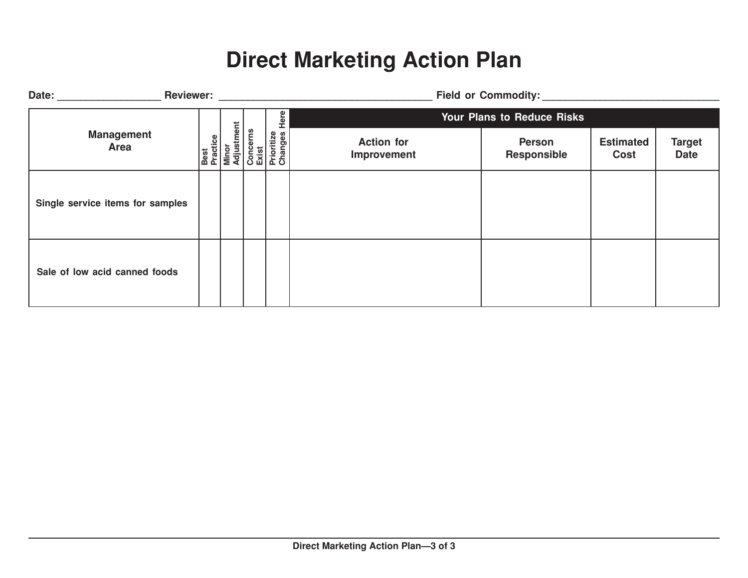# Direct Marketing Action Plan

**Date:** __________________ **Reviewer:** ______________________________________ **Field or Commodity:** _______________________________

| Management Area | Best Practice | Minor Adjustment | Concerns Exist | Prioritize Changes Here | Your Plans to Reduce Risks | | | |
|---|---|---|---|---|---|---|---|---|
| | | | | | **Action for Improvement** | **Person Responsible** | **Estimated Cost** | **Target Date** |
| Single service items for samples | | | | | | | | |
| Sale of low acid canned foods | | | | | | | | |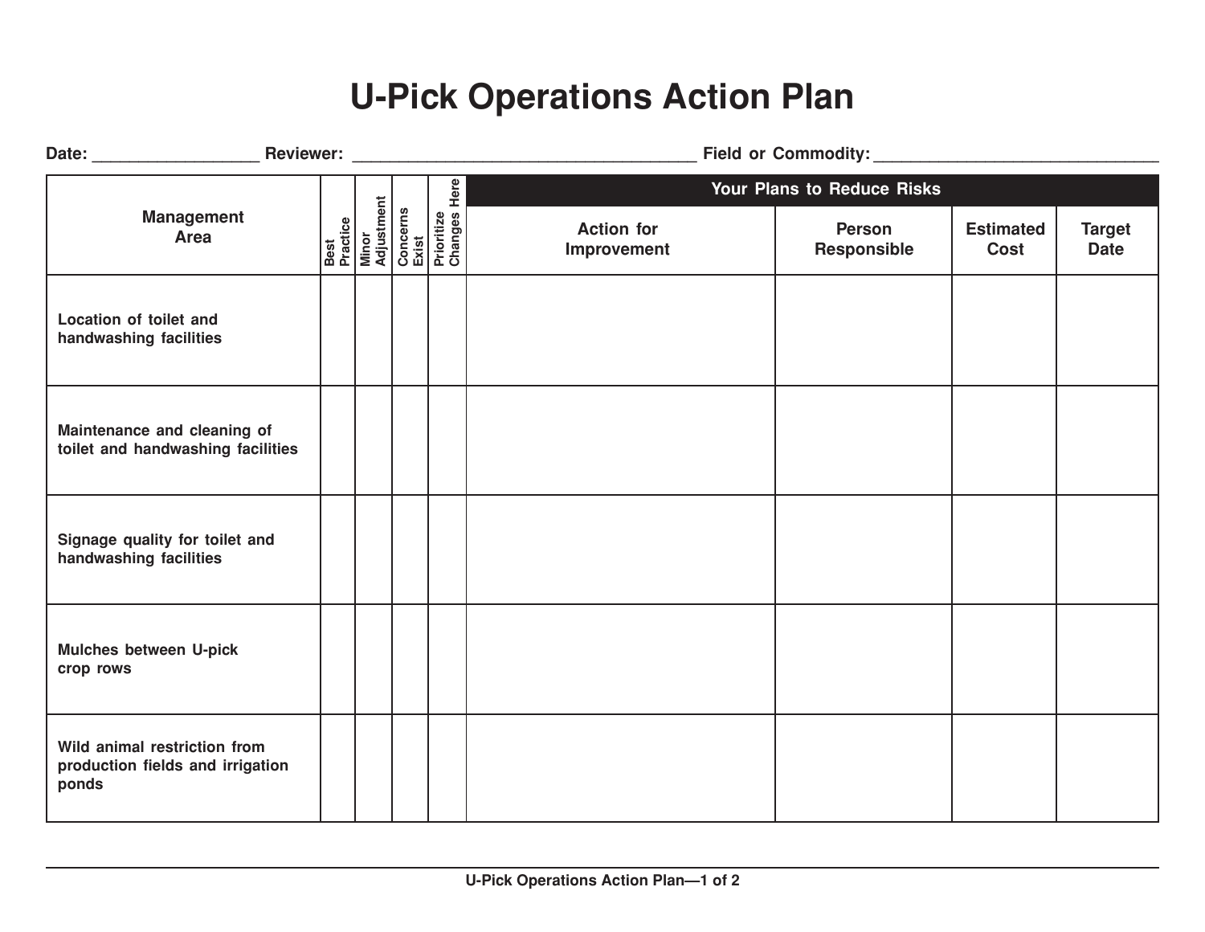# U-Pick Operations Action Plan

Date: __________________ Reviewer: ______________________________________ Field or Commodity: _______________________________

| Management Area | Best Practice | Minor Adjustment | Concerns Exist | Prioritize Changes Here | Your Plans to Reduce Risks | | | |
|---|---|---|---|---|---|---|---|---|
| | | | | | Action for Improvement | Person Responsible | Estimated Cost | Target Date |
| Location of toilet and handwashing facilities | | | | | | | | |
| Maintenance and cleaning of toilet and handwashing facilities | | | | | | | | |
| Signage quality for toilet and handwashing facilities | | | | | | | | |
| Mulches between U-pick crop rows | | | | | | | | |
| Wild animal restriction from production fields and irrigation ponds | | | | | | | | |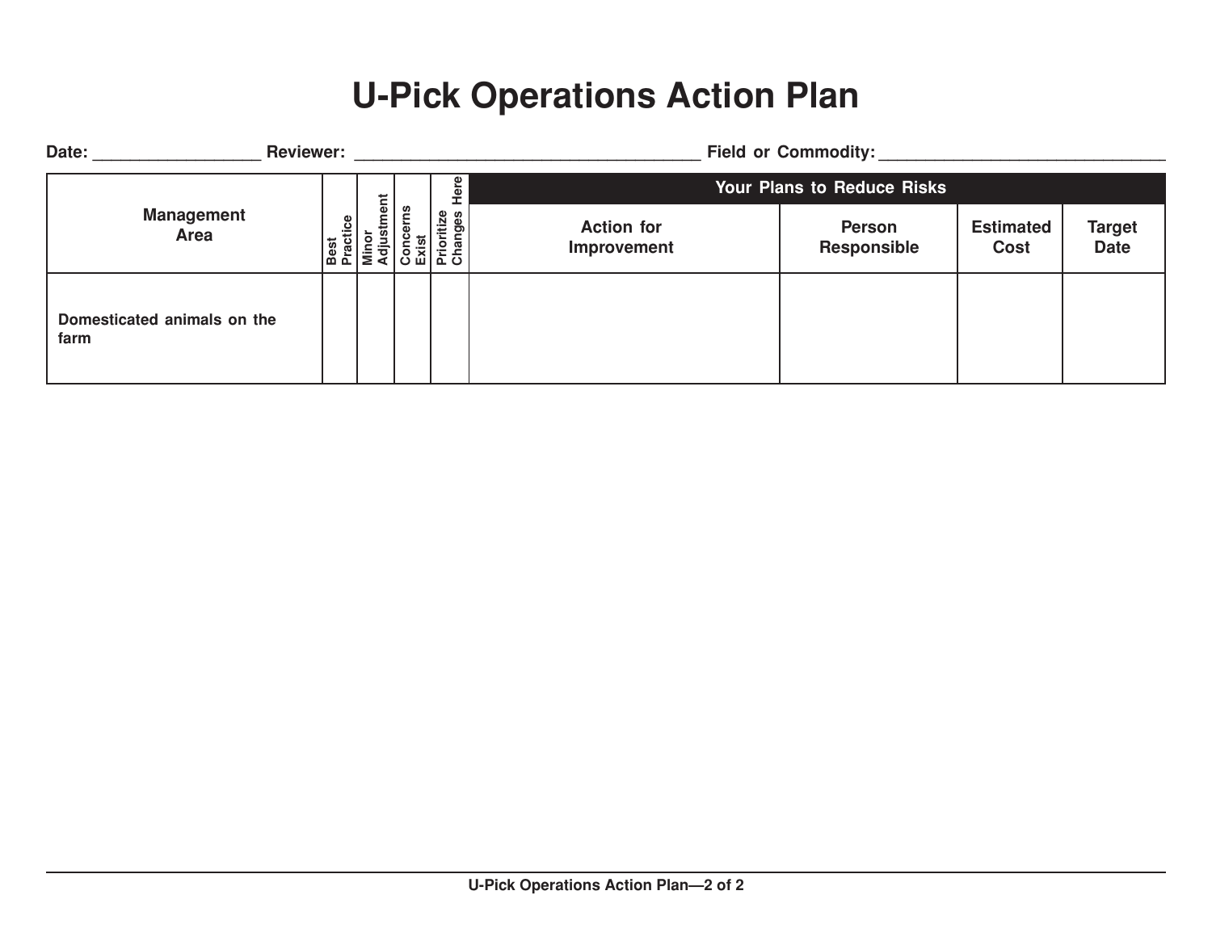# U-Pick Operations Action Plan

**Date:** __________________ **Reviewer:** ______________________________________ **Field or Commodity:** _______________________________

| Management Area | Best Practice | Minor Adjustment | Concerns Exist | Prioritize Changes Here | Your Plans to Reduce Risks | | | |
|---|---|---|---|---|---|---|---|---|
| | | | | | Action for Improvement | Person Responsible | Estimated Cost | Target Date |
| Domesticated animals on the farm | | | | | | | | |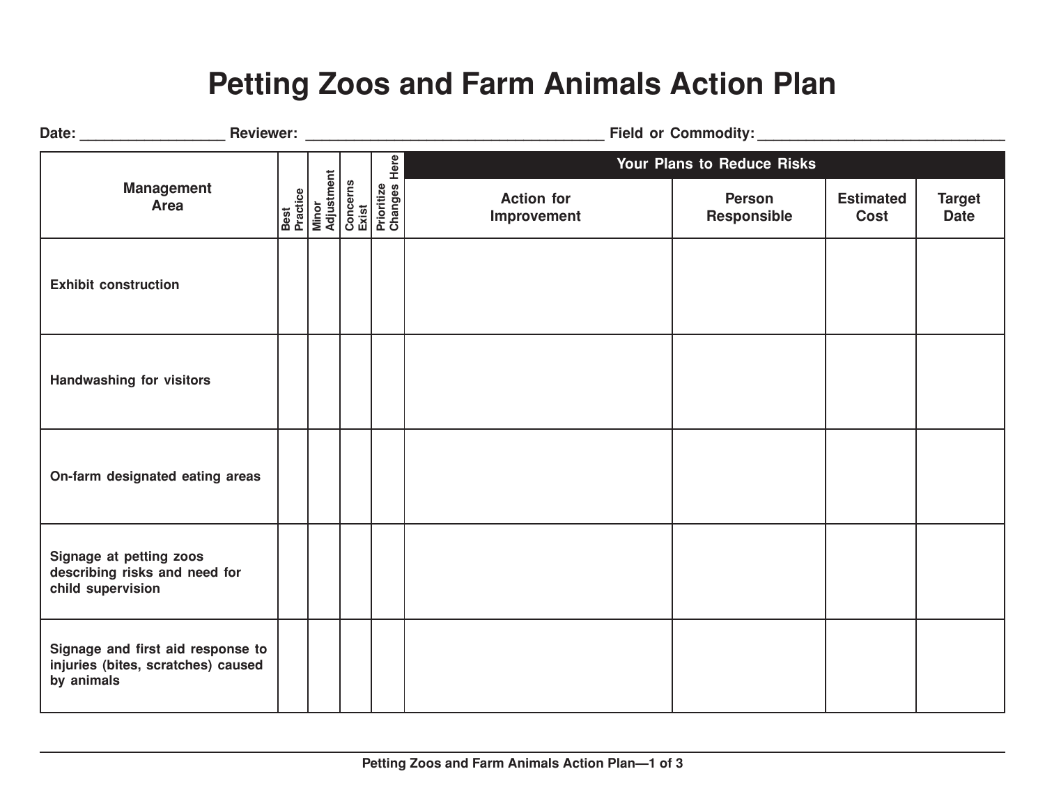# Petting Zoos and Farm Animals Action Plan

**Date:** __________________ **Reviewer:** ______________________________________ **Field or Commodity:** _______________________________

| Management Area | Best Practice | Minor Adjustment | Concerns Exist | Prioritize Changes Here | Your Plans to Reduce Risks | | | |
|---|---|---|---|---|---|---|---|---|
| | | | | | Action for Improvement | Person Responsible | Estimated Cost | Target Date |
| Exhibit construction | | | | | | | | |
| Handwashing for visitors | | | | | | | | |
| On-farm designated eating areas | | | | | | | | |
| Signage at petting zoos describing risks and need for child supervision | | | | | | | | |
| Signage and first aid response to injuries (bites, scratches) caused by animals | | | | | | | | |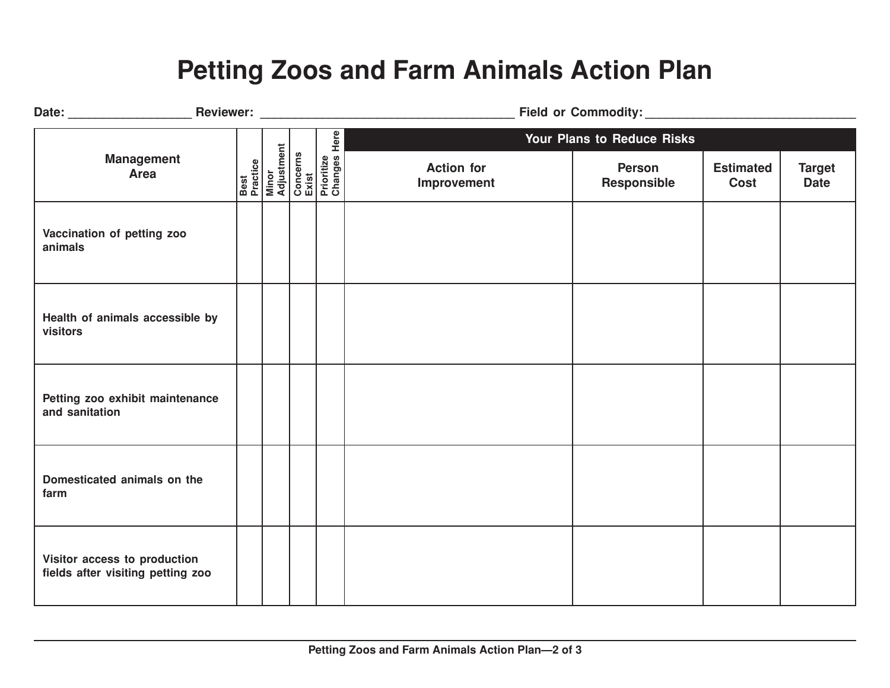# Petting Zoos and Farm Animals Action Plan

**Date:** __________________ **Reviewer:** _____________________________________ **Field or Commodity:** _______________________________

| Management Area | Best Practice | Minor Adjustment | Concerns Exist | Prioritize Changes Here | Your Plans to Reduce Risks | | | |
|---|---|---|---|---|---|---|---|---|
| | | | | | **Action for Improvement** | **Person Responsible** | **Estimated Cost** | **Target Date** |
| Vaccination of petting zoo animals | | | | | | | | |
| Health of animals accessible by visitors | | | | | | | | |
| Petting zoo exhibit maintenance and sanitation | | | | | | | | |
| Domesticated animals on the farm | | | | | | | | |
| Visitor access to production fields after visiting petting zoo | | | | | | | | |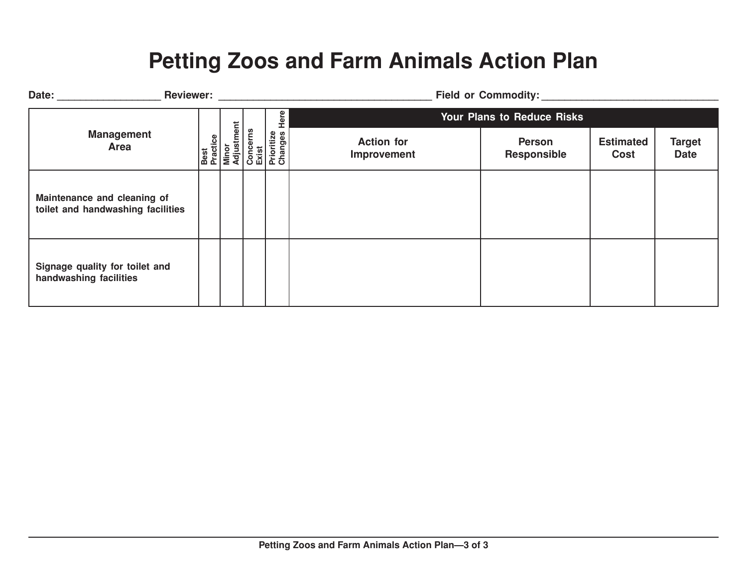# Petting Zoos and Farm Animals Action Plan

**Date:** __________________ **Reviewer:** ______________________________________ **Field or Commodity:** ________________________________

| Management Area | Best Practice | Minor Adjustment | Concerns Exist | Prioritize Changes Here | Your Plans to Reduce Risks | | | |
|---|---|---|---|---|---|---|---|---|
| | | | | | Action for Improvement | Person Responsible | Estimated Cost | Target Date |
| Maintenance and cleaning of toilet and handwashing facilities | | | | | | | | |
| Signage quality for toilet and handwashing facilities | | | | | | | | |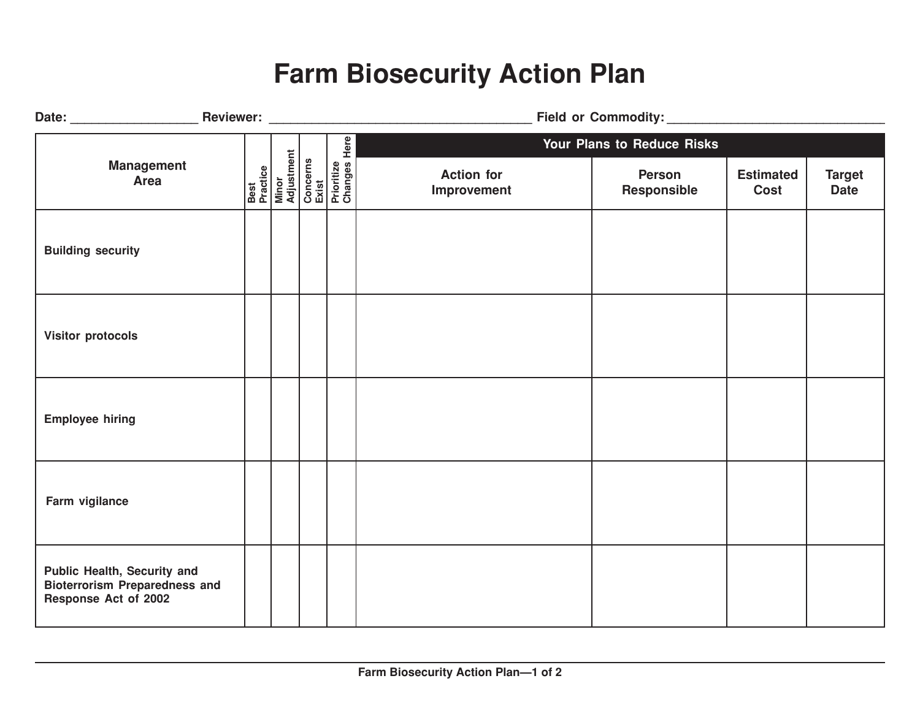# Farm Biosecurity Action Plan

**Date:** __________________ **Reviewer:** ______________________________________ **Field or Commodity:** _______________________________

| Management Area | Best Practice | Minor Adjustment | Concerns Exist | Prioritize Changes Here | Your Plans to Reduce Risks | | | |
|---|---|---|---|---|---|---|---|---|
| | | | | | Action for Improvement | Person Responsible | Estimated Cost | Target Date |
| Building security | | | | | | | | |
| Visitor protocols | | | | | | | | |
| Employee hiring | | | | | | | | |
| Farm vigilance | | | | | | | | |
| Public Health, Security and Bioterrorism Preparedness and Response Act of 2002 | | | | | | | | |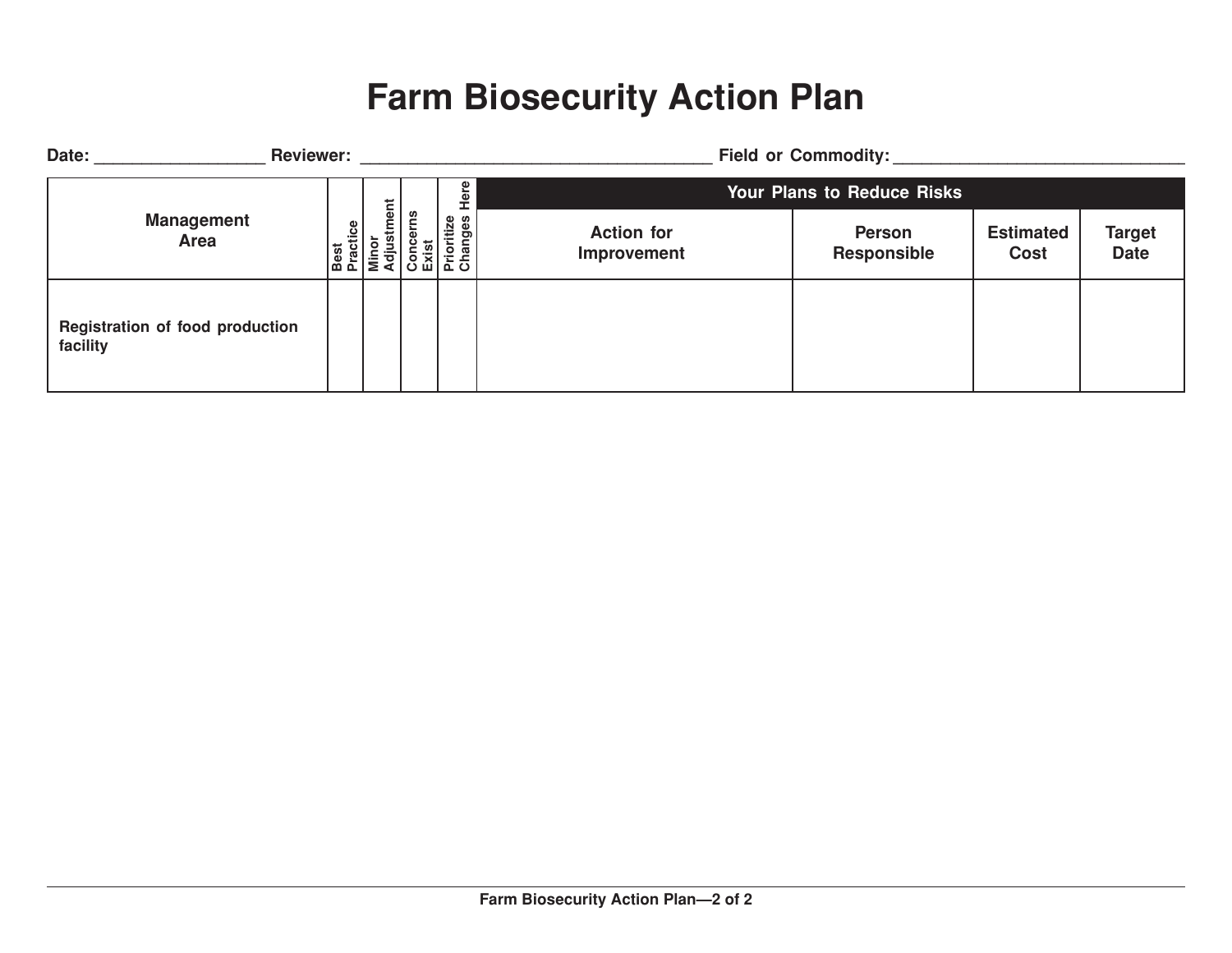# Farm Biosecurity Action Plan

**Date:** __________________ **Reviewer:** ______________________________________ **Field or Commodity:** ________________________________

| Management Area | Best Practice | Minor Adjustment | Concerns Exist | Prioritize Changes Here | Your Plans to Reduce Risks | | | |
|---|---|---|---|---|---|---|---|---|
| | | | | | Action for Improvement | Person Responsible | Estimated Cost | Target Date |
| Registration of food production facility | | | | | | | | |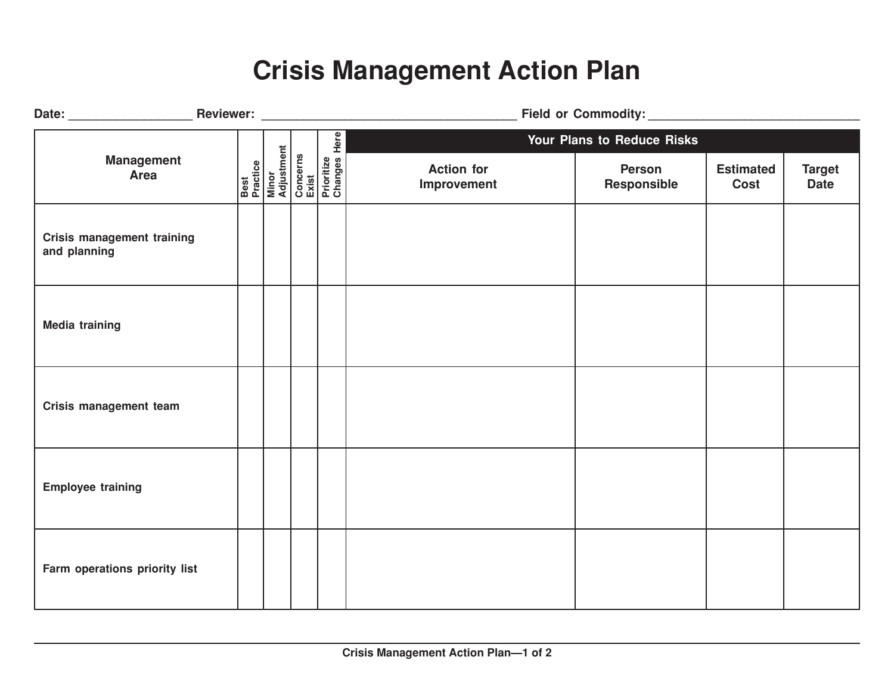# Crisis Management Action Plan

**Date:** __________________ **Reviewer:** ______________________________________ **Field or Commodity:** ______________________________

| Management Area | Best Practice | Minor Adjustment | Concerns Exist | Prioritize Changes Here | Your Plans to Reduce Risks | | | |
|---|---|---|---|---|---|---|---|---|
| | | | | | Action for Improvement | Person Responsible | Estimated Cost | Target Date |
| Crisis management training and planning | | | | | | | | |
| Media training | | | | | | | | |
| Crisis management team | | | | | | | | |
| Employee training | | | | | | | | |
| Farm operations priority list | | | | | | | | |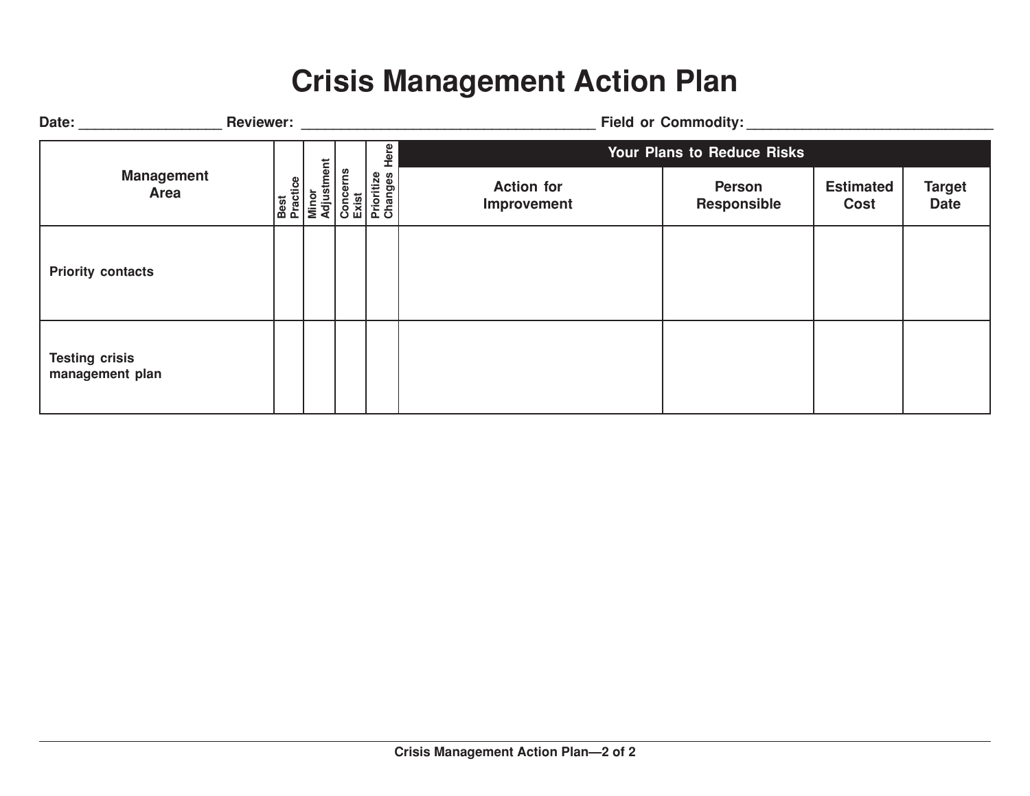# Crisis Management Action Plan

**Date:** __________________ **Reviewer:** ______________________________________ **Field or Commodity:** ________________________________

| Management Area | Best Practice | Minor Adjustment | Concerns Exist | Prioritize Changes Here | Your Plans to Reduce Risks | | | |
|---|---|---|---|---|---|---|---|---|
| | | | | | Action for Improvement | Person Responsible | Estimated Cost | Target Date |
| **Priority contacts** | | | | | | | | |
| **Testing crisis management plan** | | | | | | | | |